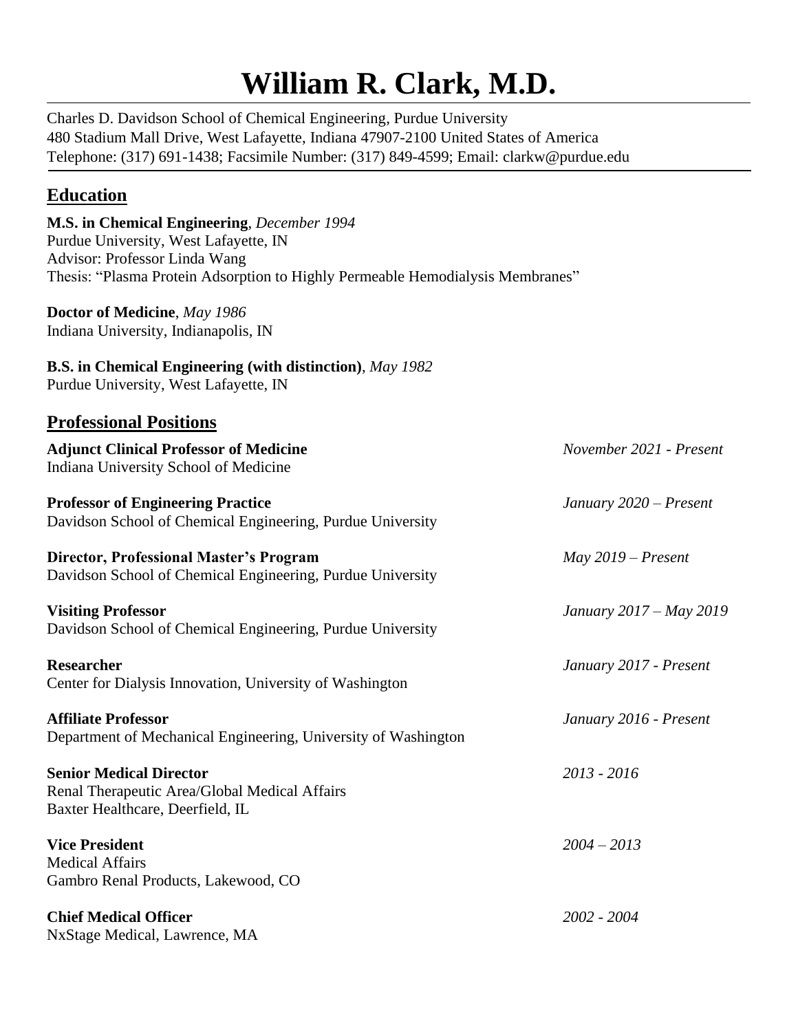# William R. Clark, M.D.

Charles D. Davidson School of Chemical Engineering, Purdue University
480 Stadium Mall Drive, West Lafayette, Indiana 47907-2100 United States of America
Telephone: (317) 691-1438; Facsimile Number: (317) 849-4599; Email: clarkw@purdue.edu

## Education

**M.S. in Chemical Engineering**, *December 1994*
Purdue University, West Lafayette, IN
Advisor: Professor Linda Wang
Thesis: "Plasma Protein Adsorption to Highly Permeable Hemodialysis Membranes"

**Doctor of Medicine**, *May 1986*
Indiana University, Indianapolis, IN

**B.S. in Chemical Engineering (with distinction)**, *May 1982*
Purdue University, West Lafayette, IN

## Professional Positions

**Adjunct Clinical Professor of Medicine** — *November 2021 - Present*
Indiana University School of Medicine

**Professor of Engineering Practice** — *January 2020 – Present*
Davidson School of Chemical Engineering, Purdue University

**Director, Professional Master's Program** — *May 2019 – Present*
Davidson School of Chemical Engineering, Purdue University

**Visiting Professor** — *January 2017 – May 2019*
Davidson School of Chemical Engineering, Purdue University

**Researcher** — *January 2017 - Present*
Center for Dialysis Innovation, University of Washington

**Affiliate Professor** — *January 2016 - Present*
Department of Mechanical Engineering, University of Washington

**Senior Medical Director** — *2013 - 2016*
Renal Therapeutic Area/Global Medical Affairs
Baxter Healthcare, Deerfield, IL

**Vice President** — *2004 – 2013*
Medical Affairs
Gambro Renal Products, Lakewood, CO

**Chief Medical Officer** — *2002 - 2004*
NxStage Medical, Lawrence, MA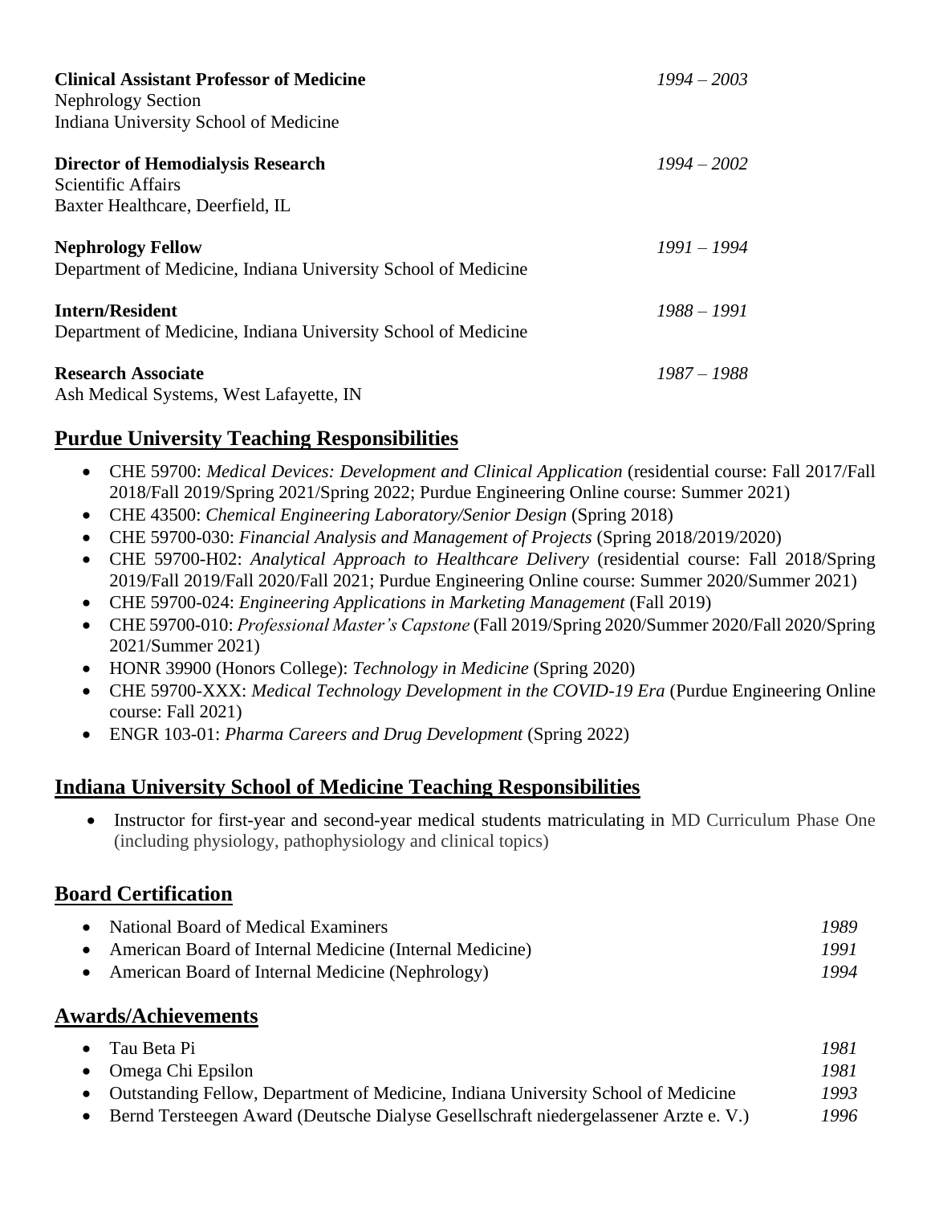**Clinical Assistant Professor of Medicine** *1994 – 2003*
Nephrology Section
Indiana University School of Medicine

**Director of Hemodialysis Research** *1994 – 2002*
Scientific Affairs
Baxter Healthcare, Deerfield, IL

**Nephrology Fellow** *1991 – 1994*
Department of Medicine, Indiana University School of Medicine

**Intern/Resident** *1988 – 1991*
Department of Medicine, Indiana University School of Medicine

**Research Associate** *1987 – 1988*
Ash Medical Systems, West Lafayette, IN

## Purdue University Teaching Responsibilities

- CHE 59700: *Medical Devices: Development and Clinical Application* (residential course: Fall 2017/Fall 2018/Fall 2019/Spring 2021/Spring 2022; Purdue Engineering Online course: Summer 2021)
- CHE 43500: *Chemical Engineering Laboratory/Senior Design* (Spring 2018)
- CHE 59700-030: *Financial Analysis and Management of Projects* (Spring 2018/2019/2020)
- CHE 59700-H02: *Analytical Approach to Healthcare Delivery* (residential course: Fall 2018/Spring 2019/Fall 2019/Fall 2020/Fall 2021; Purdue Engineering Online course: Summer 2020/Summer 2021)
- CHE 59700-024: *Engineering Applications in Marketing Management* (Fall 2019)
- CHE 59700-010: *Professional Master's Capstone* (Fall 2019/Spring 2020/Summer 2020/Fall 2020/Spring 2021/Summer 2021)
- HONR 39900 (Honors College): *Technology in Medicine* (Spring 2020)
- CHE 59700-XXX: *Medical Technology Development in the COVID-19 Era* (Purdue Engineering Online course: Fall 2021)
- ENGR 103-01: *Pharma Careers and Drug Development* (Spring 2022)

## Indiana University School of Medicine Teaching Responsibilities

- Instructor for first-year and second-year medical students matriculating in MD Curriculum Phase One (including physiology, pathophysiology and clinical topics)

## Board Certification

- National Board of Medical Examiners *1989*
- American Board of Internal Medicine (Internal Medicine) *1991*
- American Board of Internal Medicine (Nephrology) *1994*

## Awards/Achievements

- Tau Beta Pi *1981*
- Omega Chi Epsilon *1981*
- Outstanding Fellow, Department of Medicine, Indiana University School of Medicine *1993*
- Bernd Tersteegen Award (Deutsche Dialyse Gesellschraft niedergelassener Arzte e. V.) *1996*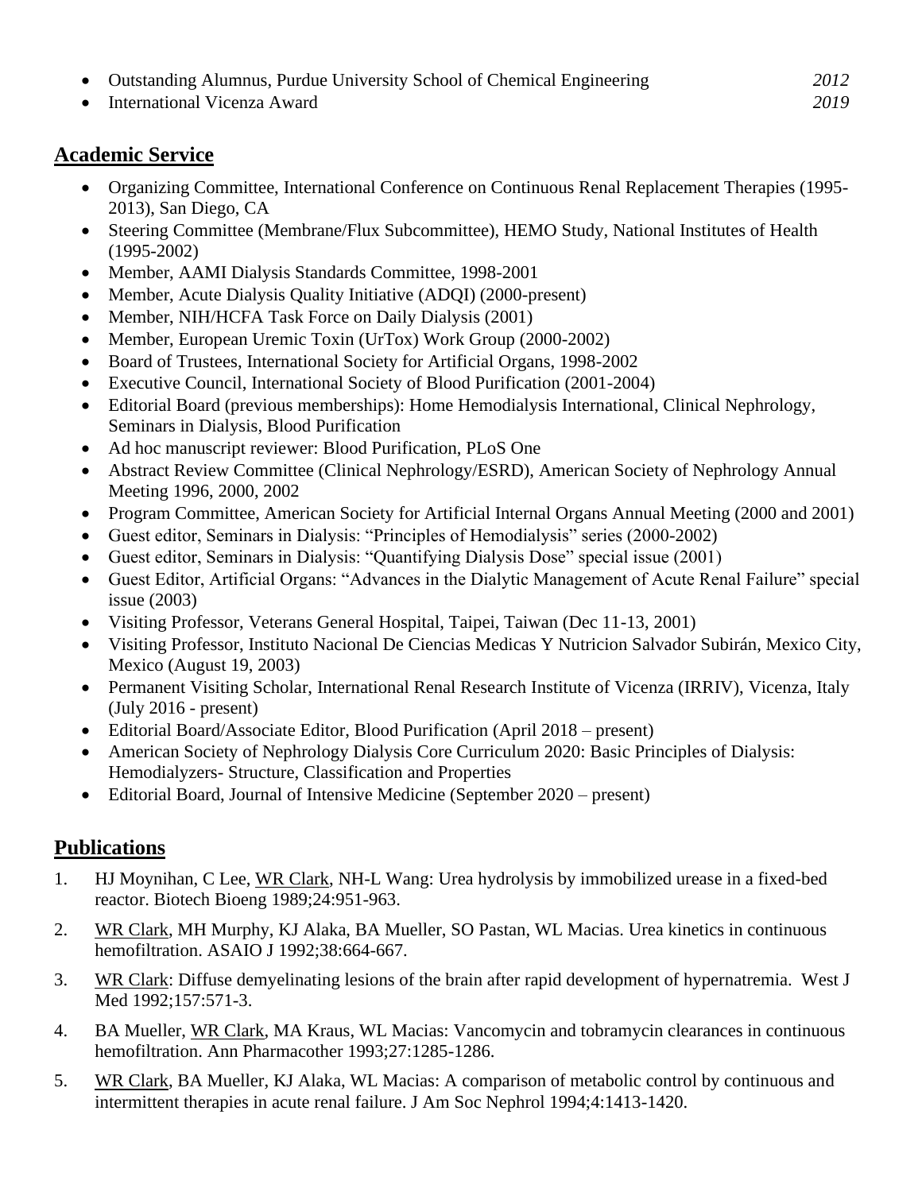- Outstanding Alumnus, Purdue University School of Chemical Engineering *2012*
- International Vicenza Award *2019*

## Academic Service

- Organizing Committee, International Conference on Continuous Renal Replacement Therapies (1995-2013), San Diego, CA
- Steering Committee (Membrane/Flux Subcommittee), HEMO Study, National Institutes of Health (1995-2002)
- Member, AAMI Dialysis Standards Committee, 1998-2001
- Member, Acute Dialysis Quality Initiative (ADQI) (2000-present)
- Member, NIH/HCFA Task Force on Daily Dialysis (2001)
- Member, European Uremic Toxin (UrTox) Work Group (2000-2002)
- Board of Trustees, International Society for Artificial Organs, 1998-2002
- Executive Council, International Society of Blood Purification (2001-2004)
- Editorial Board (previous memberships): Home Hemodialysis International, Clinical Nephrology, Seminars in Dialysis, Blood Purification
- Ad hoc manuscript reviewer: Blood Purification, PLoS One
- Abstract Review Committee (Clinical Nephrology/ESRD), American Society of Nephrology Annual Meeting 1996, 2000, 2002
- Program Committee, American Society for Artificial Internal Organs Annual Meeting (2000 and 2001)
- Guest editor, Seminars in Dialysis: "Principles of Hemodialysis" series (2000-2002)
- Guest editor, Seminars in Dialysis: "Quantifying Dialysis Dose" special issue (2001)
- Guest Editor, Artificial Organs: "Advances in the Dialytic Management of Acute Renal Failure" special issue (2003)
- Visiting Professor, Veterans General Hospital, Taipei, Taiwan (Dec 11-13, 2001)
- Visiting Professor, Instituto Nacional De Ciencias Medicas Y Nutricion Salvador Subirán, Mexico City, Mexico (August 19, 2003)
- Permanent Visiting Scholar, International Renal Research Institute of Vicenza (IRRIV), Vicenza, Italy (July 2016 - present)
- Editorial Board/Associate Editor, Blood Purification (April 2018 – present)
- American Society of Nephrology Dialysis Core Curriculum 2020: Basic Principles of Dialysis: Hemodialyzers- Structure, Classification and Properties
- Editorial Board, Journal of Intensive Medicine (September 2020 – present)

## Publications

1. HJ Moynihan, C Lee, WR Clark, NH-L Wang: Urea hydrolysis by immobilized urease in a fixed-bed reactor. Biotech Bioeng 1989;24:951-963.
2. WR Clark, MH Murphy, KJ Alaka, BA Mueller, SO Pastan, WL Macias. Urea kinetics in continuous hemofiltration. ASAIO J 1992;38:664-667.
3. WR Clark: Diffuse demyelinating lesions of the brain after rapid development of hypernatremia. West J Med 1992;157:571-3.
4. BA Mueller, WR Clark, MA Kraus, WL Macias: Vancomycin and tobramycin clearances in continuous hemofiltration. Ann Pharmacother 1993;27:1285-1286.
5. WR Clark, BA Mueller, KJ Alaka, WL Macias: A comparison of metabolic control by continuous and intermittent therapies in acute renal failure. J Am Soc Nephrol 1994;4:1413-1420.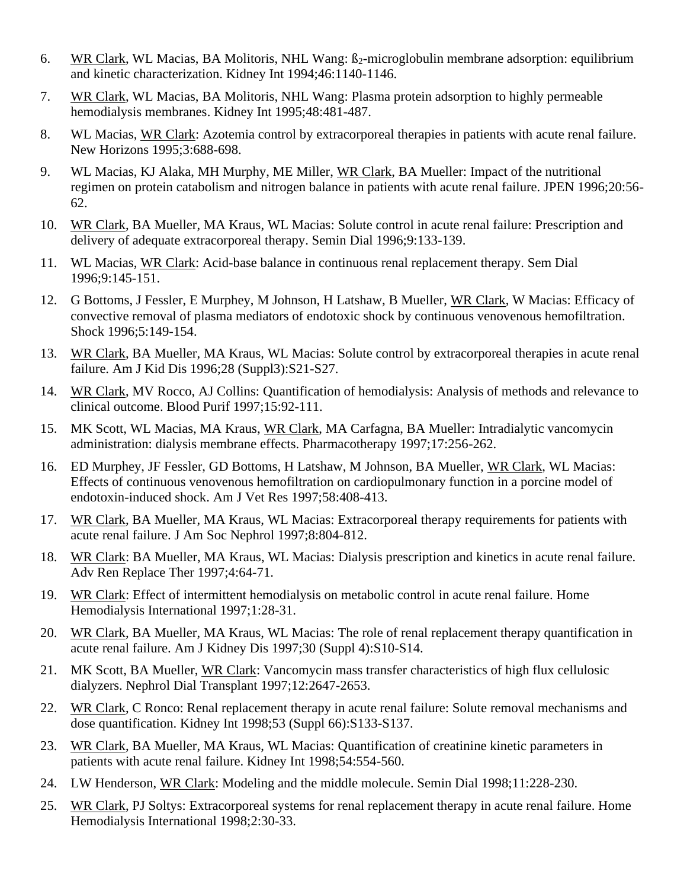6. WR Clark, WL Macias, BA Molitoris, NHL Wang: ß$_2$-microglobulin membrane adsorption: equilibrium and kinetic characterization. Kidney Int 1994;46:1140-1146.

7. WR Clark, WL Macias, BA Molitoris, NHL Wang: Plasma protein adsorption to highly permeable hemodialysis membranes. Kidney Int 1995;48:481-487.

8. WL Macias, WR Clark: Azotemia control by extracorporeal therapies in patients with acute renal failure. New Horizons 1995;3:688-698.

9. WL Macias, KJ Alaka, MH Murphy, ME Miller, WR Clark, BA Mueller: Impact of the nutritional regimen on protein catabolism and nitrogen balance in patients with acute renal failure. JPEN 1996;20:56-62.

10. WR Clark, BA Mueller, MA Kraus, WL Macias: Solute control in acute renal failure: Prescription and delivery of adequate extracorporeal therapy. Semin Dial 1996;9:133-139.

11. WL Macias, WR Clark: Acid-base balance in continuous renal replacement therapy. Sem Dial 1996;9:145-151.

12. G Bottoms, J Fessler, E Murphey, M Johnson, H Latshaw, B Mueller, WR Clark, W Macias: Efficacy of convective removal of plasma mediators of endotoxic shock by continuous venovenous hemofiltration. Shock 1996;5:149-154.

13. WR Clark, BA Mueller, MA Kraus, WL Macias: Solute control by extracorporeal therapies in acute renal failure. Am J Kid Dis 1996;28 (Suppl3):S21-S27.

14. WR Clark, MV Rocco, AJ Collins: Quantification of hemodialysis: Analysis of methods and relevance to clinical outcome. Blood Purif 1997;15:92-111.

15. MK Scott, WL Macias, MA Kraus, WR Clark, MA Carfagna, BA Mueller: Intradialytic vancomycin administration: dialysis membrane effects. Pharmacotherapy 1997;17:256-262.

16. ED Murphey, JF Fessler, GD Bottoms, H Latshaw, M Johnson, BA Mueller, WR Clark, WL Macias: Effects of continuous venovenous hemofiltration on cardiopulmonary function in a porcine model of endotoxin-induced shock. Am J Vet Res 1997;58:408-413.

17. WR Clark, BA Mueller, MA Kraus, WL Macias: Extracorporeal therapy requirements for patients with acute renal failure. J Am Soc Nephrol 1997;8:804-812.

18. WR Clark: BA Mueller, MA Kraus, WL Macias: Dialysis prescription and kinetics in acute renal failure. Adv Ren Replace Ther 1997;4:64-71.

19. WR Clark: Effect of intermittent hemodialysis on metabolic control in acute renal failure. Home Hemodialysis International 1997;1:28-31.

20. WR Clark, BA Mueller, MA Kraus, WL Macias: The role of renal replacement therapy quantification in acute renal failure. Am J Kidney Dis 1997;30 (Suppl 4):S10-S14.

21. MK Scott, BA Mueller, WR Clark: Vancomycin mass transfer characteristics of high flux cellulosic dialyzers. Nephrol Dial Transplant 1997;12:2647-2653.

22. WR Clark, C Ronco: Renal replacement therapy in acute renal failure: Solute removal mechanisms and dose quantification. Kidney Int 1998;53 (Suppl 66):S133-S137.

23. WR Clark, BA Mueller, MA Kraus, WL Macias: Quantification of creatinine kinetic parameters in patients with acute renal failure. Kidney Int 1998;54:554-560.

24. LW Henderson, WR Clark: Modeling and the middle molecule. Semin Dial 1998;11:228-230.

25. WR Clark, PJ Soltys: Extracorporeal systems for renal replacement therapy in acute renal failure. Home Hemodialysis International 1998;2:30-33.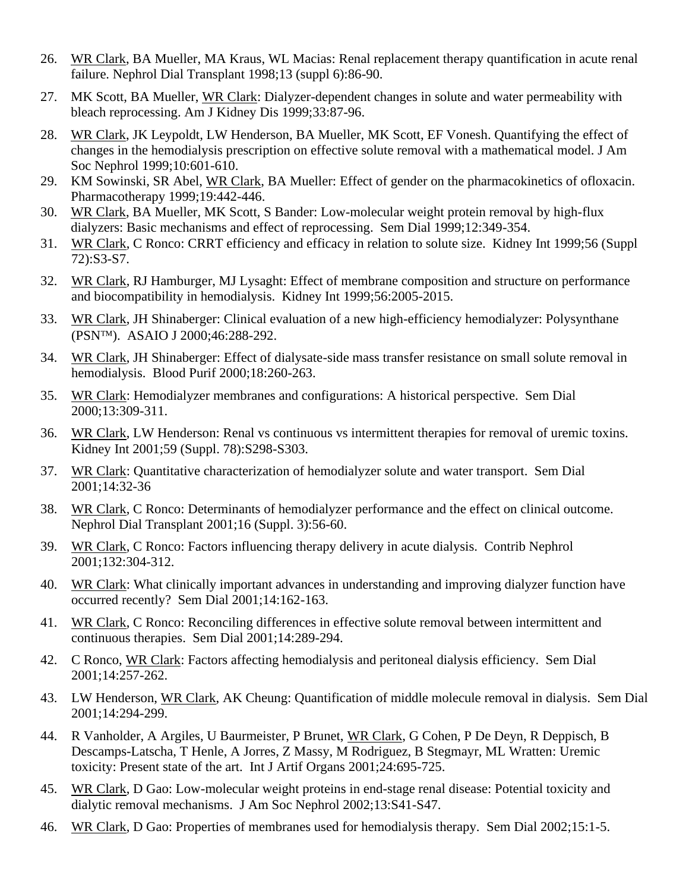26. WR Clark, BA Mueller, MA Kraus, WL Macias: Renal replacement therapy quantification in acute renal failure. Nephrol Dial Transplant 1998;13 (suppl 6):86-90.

27. MK Scott, BA Mueller, WR Clark: Dialyzer-dependent changes in solute and water permeability with bleach reprocessing. Am J Kidney Dis 1999;33:87-96.

28. WR Clark, JK Leypoldt, LW Henderson, BA Mueller, MK Scott, EF Vonesh. Quantifying the effect of changes in the hemodialysis prescription on effective solute removal with a mathematical model. J Am Soc Nephrol 1999;10:601-610.

29. KM Sowinski, SR Abel, WR Clark, BA Mueller: Effect of gender on the pharmacokinetics of ofloxacin. Pharmacotherapy 1999;19:442-446.

30. WR Clark, BA Mueller, MK Scott, S Bander: Low-molecular weight protein removal by high-flux dialyzers: Basic mechanisms and effect of reprocessing. Sem Dial 1999;12:349-354.

31. WR Clark, C Ronco: CRRT efficiency and efficacy in relation to solute size. Kidney Int 1999;56 (Suppl 72):S3-S7.

32. WR Clark, RJ Hamburger, MJ Lysaght: Effect of membrane composition and structure on performance and biocompatibility in hemodialysis. Kidney Int 1999;56:2005-2015.

33. WR Clark, JH Shinaberger: Clinical evaluation of a new high-efficiency hemodialyzer: Polysynthane (PSN™). ASAIO J 2000;46:288-292.

34. WR Clark, JH Shinaberger: Effect of dialysate-side mass transfer resistance on small solute removal in hemodialysis. Blood Purif 2000;18:260-263.

35. WR Clark: Hemodialyzer membranes and configurations: A historical perspective. Sem Dial 2000;13:309-311.

36. WR Clark, LW Henderson: Renal vs continuous vs intermittent therapies for removal of uremic toxins. Kidney Int 2001;59 (Suppl. 78):S298-S303.

37. WR Clark: Quantitative characterization of hemodialyzer solute and water transport. Sem Dial 2001;14:32-36

38. WR Clark, C Ronco: Determinants of hemodialyzer performance and the effect on clinical outcome. Nephrol Dial Transplant 2001;16 (Suppl. 3):56-60.

39. WR Clark, C Ronco: Factors influencing therapy delivery in acute dialysis. Contrib Nephrol 2001;132:304-312.

40. WR Clark: What clinically important advances in understanding and improving dialyzer function have occurred recently? Sem Dial 2001;14:162-163.

41. WR Clark, C Ronco: Reconciling differences in effective solute removal between intermittent and continuous therapies. Sem Dial 2001;14:289-294.

42. C Ronco, WR Clark: Factors affecting hemodialysis and peritoneal dialysis efficiency. Sem Dial 2001;14:257-262.

43. LW Henderson, WR Clark, AK Cheung: Quantification of middle molecule removal in dialysis. Sem Dial 2001;14:294-299.

44. R Vanholder, A Argiles, U Baurmeister, P Brunet, WR Clark, G Cohen, P De Deyn, R Deppisch, B Descamps-Latscha, T Henle, A Jorres, Z Massy, M Rodriguez, B Stegmayr, ML Wratten: Uremic toxicity: Present state of the art. Int J Artif Organs 2001;24:695-725.

45. WR Clark, D Gao: Low-molecular weight proteins in end-stage renal disease: Potential toxicity and dialytic removal mechanisms. J Am Soc Nephrol 2002;13:S41-S47.

46. WR Clark, D Gao: Properties of membranes used for hemodialysis therapy. Sem Dial 2002;15:1-5.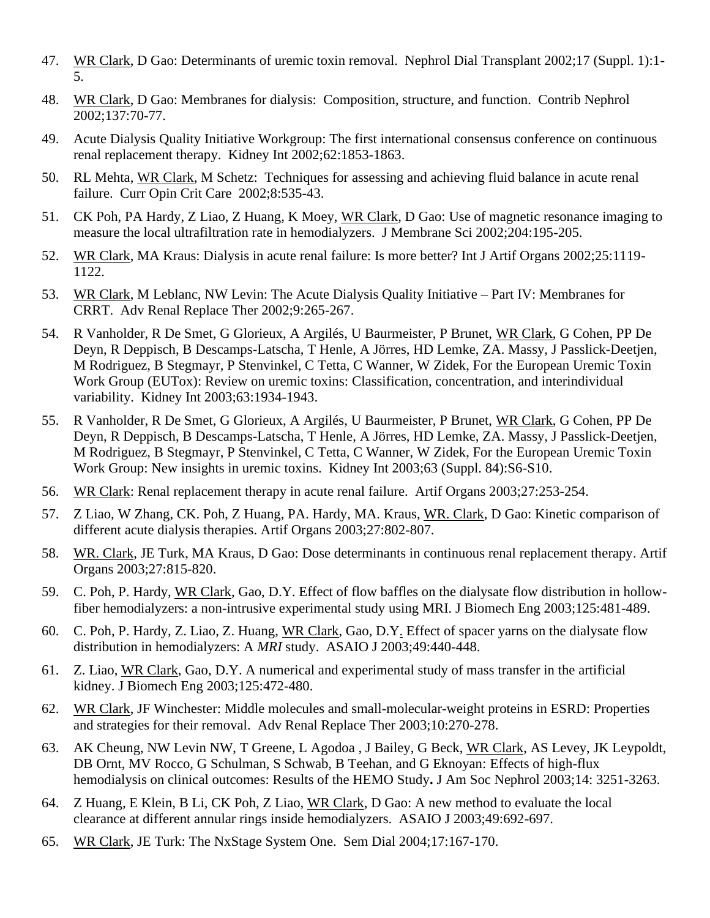47. WR Clark, D Gao: Determinants of uremic toxin removal. Nephrol Dial Transplant 2002;17 (Suppl. 1):1-5.

48. WR Clark, D Gao: Membranes for dialysis: Composition, structure, and function. Contrib Nephrol 2002;137:70-77.

49. Acute Dialysis Quality Initiative Workgroup: The first international consensus conference on continuous renal replacement therapy. Kidney Int 2002;62:1853-1863.

50. RL Mehta, WR Clark, M Schetz: Techniques for assessing and achieving fluid balance in acute renal failure. Curr Opin Crit Care 2002;8:535-43.

51. CK Poh, PA Hardy, Z Liao, Z Huang, K Moey, WR Clark, D Gao: Use of magnetic resonance imaging to measure the local ultrafiltration rate in hemodialyzers. J Membrane Sci 2002;204:195-205.

52. WR Clark, MA Kraus: Dialysis in acute renal failure: Is more better? Int J Artif Organs 2002;25:1119-1122.

53. WR Clark, M Leblanc, NW Levin: The Acute Dialysis Quality Initiative – Part IV: Membranes for CRRT. Adv Renal Replace Ther 2002;9:265-267.

54. R Vanholder, R De Smet, G Glorieux, A Argilés, U Baurmeister, P Brunet, WR Clark, G Cohen, PP De Deyn, R Deppisch, B Descamps-Latscha, T Henle, A Jörres, HD Lemke, ZA. Massy, J Passlick-Deetjen, M Rodriguez, B Stegmayr, P Stenvinkel, C Tetta, C Wanner, W Zidek, For the European Uremic Toxin Work Group (EUTox): Review on uremic toxins: Classification, concentration, and interindividual variability. Kidney Int 2003;63:1934-1943.

55. R Vanholder, R De Smet, G Glorieux, A Argilés, U Baurmeister, P Brunet, WR Clark, G Cohen, PP De Deyn, R Deppisch, B Descamps-Latscha, T Henle, A Jörres, HD Lemke, ZA. Massy, J Passlick-Deetjen, M Rodriguez, B Stegmayr, P Stenvinkel, C Tetta, C Wanner, W Zidek, For the European Uremic Toxin Work Group: New insights in uremic toxins. Kidney Int 2003;63 (Suppl. 84):S6-S10.

56. WR Clark: Renal replacement therapy in acute renal failure. Artif Organs 2003;27:253-254.

57. Z Liao, W Zhang, CK. Poh, Z Huang, PA. Hardy, MA. Kraus, WR. Clark, D Gao: Kinetic comparison of different acute dialysis therapies. Artif Organs 2003;27:802-807.

58. WR. Clark, JE Turk, MA Kraus, D Gao: Dose determinants in continuous renal replacement therapy. Artif Organs 2003;27:815-820.

59. C. Poh, P. Hardy, WR Clark, Gao, D.Y. Effect of flow baffles on the dialysate flow distribution in hollow-fiber hemodialyzers: a non-intrusive experimental study using MRI. J Biomech Eng 2003;125:481-489.

60. C. Poh, P. Hardy, Z. Liao, Z. Huang, WR Clark, Gao, D.Y. Effect of spacer yarns on the dialysate flow distribution in hemodialyzers: A *MRI* study. ASAIO J 2003;49:440-448.

61. Z. Liao, WR Clark, Gao, D.Y. A numerical and experimental study of mass transfer in the artificial kidney. J Biomech Eng 2003;125:472-480.

62. WR Clark, JF Winchester: Middle molecules and small-molecular-weight proteins in ESRD: Properties and strategies for their removal. Adv Renal Replace Ther 2003;10:270-278.

63. AK Cheung, NW Levin NW, T Greene, L Agodoa , J Bailey, G Beck, WR Clark, AS Levey, JK Leypoldt, DB Ornt, MV Rocco, G Schulman, S Schwab, B Teehan, and G Eknoyan: Effects of high-flux hemodialysis on clinical outcomes: Results of the HEMO Study**.** J Am Soc Nephrol 2003;14: 3251-3263.

64. Z Huang, E Klein, B Li, CK Poh, Z Liao, WR Clark, D Gao: A new method to evaluate the local clearance at different annular rings inside hemodialyzers. ASAIO J 2003;49:692-697.

65. WR Clark, JE Turk: The NxStage System One. Sem Dial 2004;17:167-170.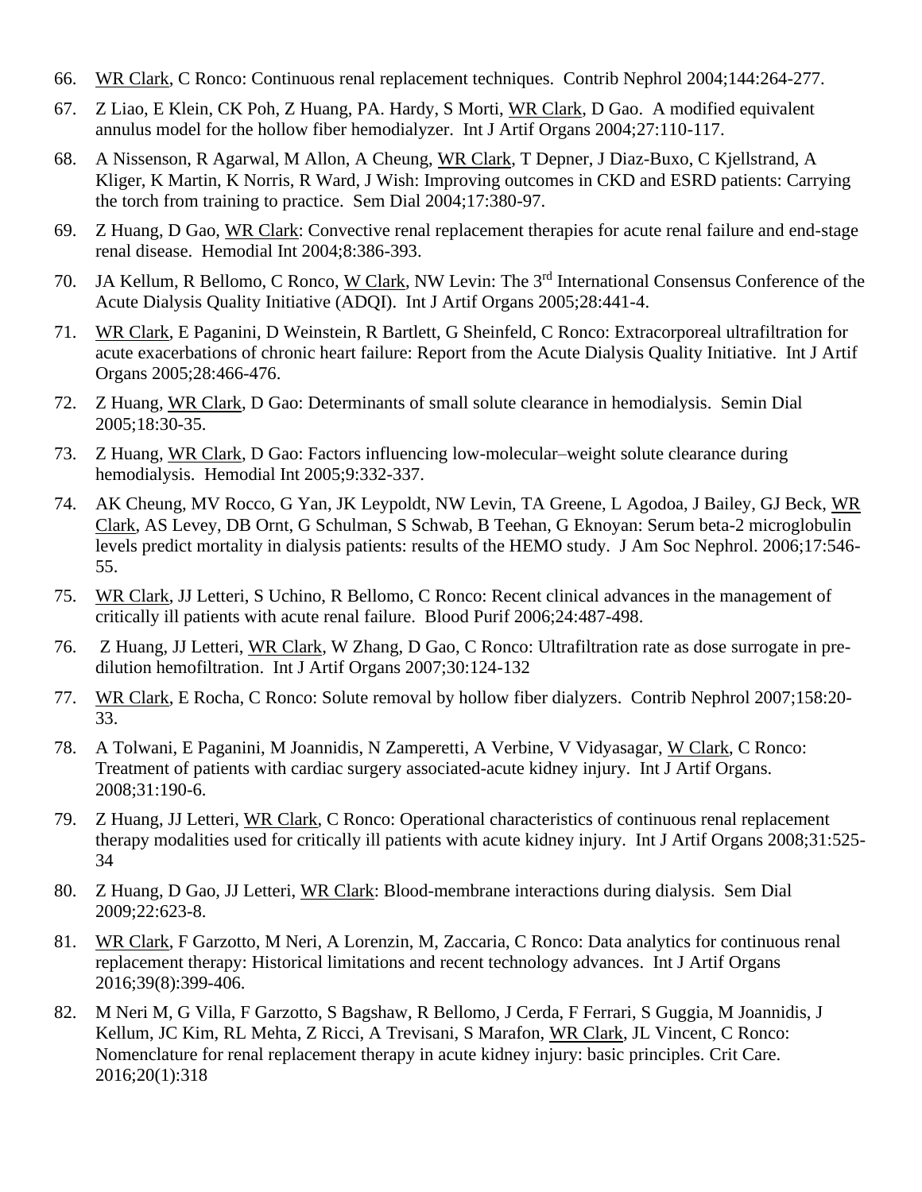66. WR Clark, C Ronco: Continuous renal replacement techniques. Contrib Nephrol 2004;144:264-277.

67. Z Liao, E Klein, CK Poh, Z Huang, PA. Hardy, S Morti, WR Clark, D Gao. A modified equivalent annulus model for the hollow fiber hemodialyzer. Int J Artif Organs 2004;27:110-117.

68. A Nissenson, R Agarwal, M Allon, A Cheung, WR Clark, T Depner, J Diaz-Buxo, C Kjellstrand, A Kliger, K Martin, K Norris, R Ward, J Wish: Improving outcomes in CKD and ESRD patients: Carrying the torch from training to practice. Sem Dial 2004;17:380-97.

69. Z Huang, D Gao, WR Clark: Convective renal replacement therapies for acute renal failure and end-stage renal disease. Hemodial Int 2004;8:386-393.

70. JA Kellum, R Bellomo, C Ronco, W Clark, NW Levin: The 3rd International Consensus Conference of the Acute Dialysis Quality Initiative (ADQI). Int J Artif Organs 2005;28:441-4.

71. WR Clark, E Paganini, D Weinstein, R Bartlett, G Sheinfeld, C Ronco: Extracorporeal ultrafiltration for acute exacerbations of chronic heart failure: Report from the Acute Dialysis Quality Initiative. Int J Artif Organs 2005;28:466-476.

72. Z Huang, WR Clark, D Gao: Determinants of small solute clearance in hemodialysis. Semin Dial 2005;18:30-35.

73. Z Huang, WR Clark, D Gao: Factors influencing low-molecular–weight solute clearance during hemodialysis. Hemodial Int 2005;9:332-337.

74. AK Cheung, MV Rocco, G Yan, JK Leypoldt, NW Levin, TA Greene, L Agodoa, J Bailey, GJ Beck, WR Clark, AS Levey, DB Ornt, G Schulman, S Schwab, B Teehan, G Eknoyan: Serum beta-2 microglobulin levels predict mortality in dialysis patients: results of the HEMO study. J Am Soc Nephrol. 2006;17:546-55.

75. WR Clark, JJ Letteri, S Uchino, R Bellomo, C Ronco: Recent clinical advances in the management of critically ill patients with acute renal failure. Blood Purif 2006;24:487-498.

76. Z Huang, JJ Letteri, WR Clark, W Zhang, D Gao, C Ronco: Ultrafiltration rate as dose surrogate in pre-dilution hemofiltration. Int J Artif Organs 2007;30:124-132

77. WR Clark, E Rocha, C Ronco: Solute removal by hollow fiber dialyzers. Contrib Nephrol 2007;158:20-33.

78. A Tolwani, E Paganini, M Joannidis, N Zamperetti, A Verbine, V Vidyasagar, W Clark, C Ronco: Treatment of patients with cardiac surgery associated-acute kidney injury. Int J Artif Organs. 2008;31:190-6.

79. Z Huang, JJ Letteri, WR Clark, C Ronco: Operational characteristics of continuous renal replacement therapy modalities used for critically ill patients with acute kidney injury. Int J Artif Organs 2008;31:525-34

80. Z Huang, D Gao, JJ Letteri, WR Clark: Blood-membrane interactions during dialysis. Sem Dial 2009;22:623-8.

81. WR Clark, F Garzotto, M Neri, A Lorenzin, M, Zaccaria, C Ronco: Data analytics for continuous renal replacement therapy: Historical limitations and recent technology advances. Int J Artif Organs 2016;39(8):399-406.

82. M Neri M, G Villa, F Garzotto, S Bagshaw, R Bellomo, J Cerda, F Ferrari, S Guggia, M Joannidis, J Kellum, JC Kim, RL Mehta, Z Ricci, A Trevisani, S Marafon, WR Clark, JL Vincent, C Ronco: Nomenclature for renal replacement therapy in acute kidney injury: basic principles. Crit Care. 2016;20(1):318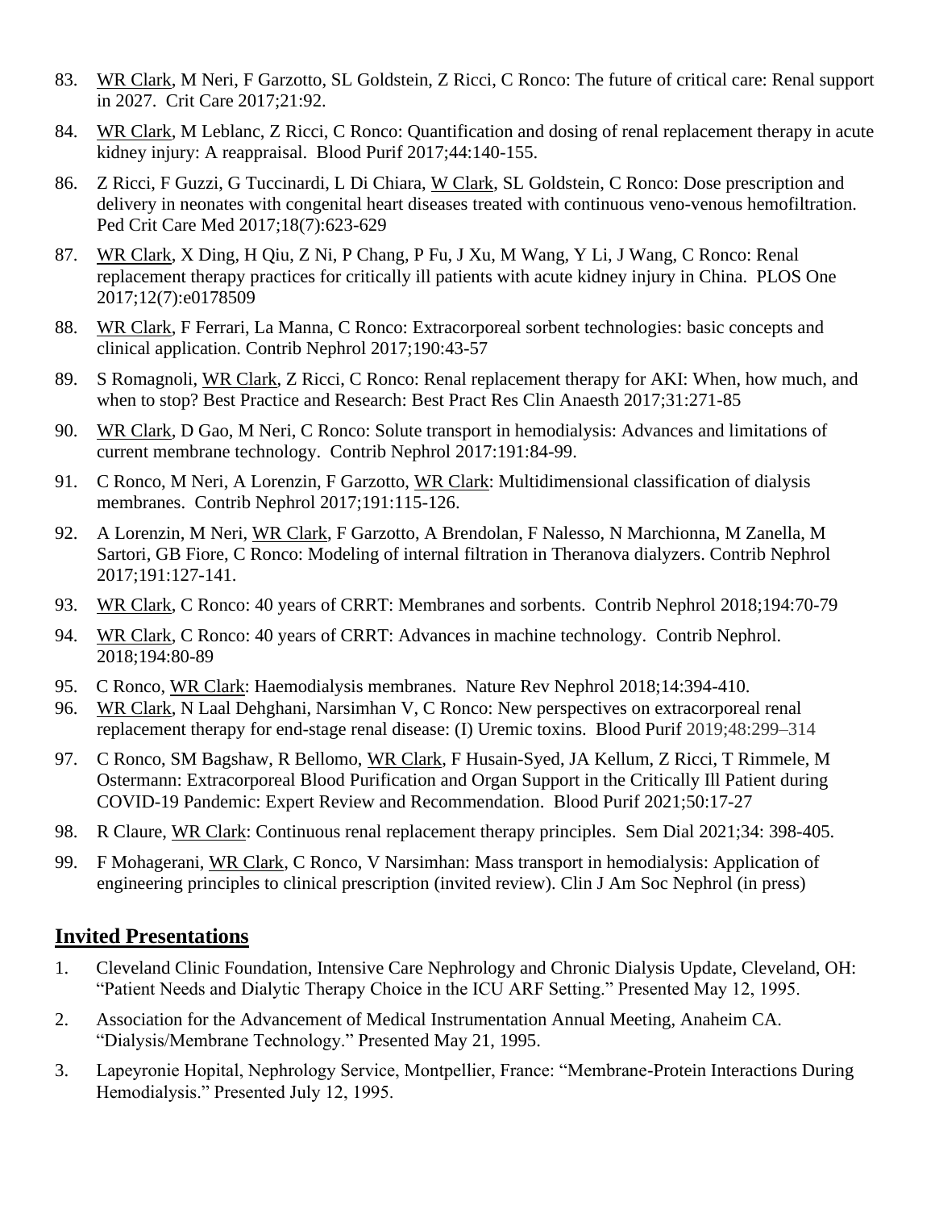83. WR Clark, M Neri, F Garzotto, SL Goldstein, Z Ricci, C Ronco: The future of critical care: Renal support in 2027. Crit Care 2017;21:92.

84. WR Clark, M Leblanc, Z Ricci, C Ronco: Quantification and dosing of renal replacement therapy in acute kidney injury: A reappraisal. Blood Purif 2017;44:140-155.

86. Z Ricci, F Guzzi, G Tuccinardi, L Di Chiara, W Clark, SL Goldstein, C Ronco: Dose prescription and delivery in neonates with congenital heart diseases treated with continuous veno-venous hemofiltration. Ped Crit Care Med 2017;18(7):623-629

87. WR Clark, X Ding, H Qiu, Z Ni, P Chang, P Fu, J Xu, M Wang, Y Li, J Wang, C Ronco: Renal replacement therapy practices for critically ill patients with acute kidney injury in China. PLOS One 2017;12(7):e0178509

88. WR Clark, F Ferrari, La Manna, C Ronco: Extracorporeal sorbent technologies: basic concepts and clinical application. Contrib Nephrol 2017;190:43-57

89. S Romagnoli, WR Clark, Z Ricci, C Ronco: Renal replacement therapy for AKI: When, how much, and when to stop? Best Practice and Research: Best Pract Res Clin Anaesth 2017;31:271-85

90. WR Clark, D Gao, M Neri, C Ronco: Solute transport in hemodialysis: Advances and limitations of current membrane technology. Contrib Nephrol 2017:191:84-99.

91. C Ronco, M Neri, A Lorenzin, F Garzotto, WR Clark: Multidimensional classification of dialysis membranes. Contrib Nephrol 2017;191:115-126.

92. A Lorenzin, M Neri, WR Clark, F Garzotto, A Brendolan, F Nalesso, N Marchionna, M Zanella, M Sartori, GB Fiore, C Ronco: Modeling of internal filtration in Theranova dialyzers. Contrib Nephrol 2017;191:127-141.

93. WR Clark, C Ronco: 40 years of CRRT: Membranes and sorbents. Contrib Nephrol 2018;194:70-79

94. WR Clark, C Ronco: 40 years of CRRT: Advances in machine technology. Contrib Nephrol. 2018;194:80-89

95. C Ronco, WR Clark: Haemodialysis membranes. Nature Rev Nephrol 2018;14:394-410.

96. WR Clark, N Laal Dehghani, Narsimhan V, C Ronco: New perspectives on extracorporeal renal replacement therapy for end-stage renal disease: (I) Uremic toxins. Blood Purif 2019;48:299–314

97. C Ronco, SM Bagshaw, R Bellomo, WR Clark, F Husain-Syed, JA Kellum, Z Ricci, T Rimmele, M Ostermann: Extracorporeal Blood Purification and Organ Support in the Critically Ill Patient during COVID-19 Pandemic: Expert Review and Recommendation. Blood Purif 2021;50:17-27

98. R Claure, WR Clark: Continuous renal replacement therapy principles. Sem Dial 2021;34: 398-405.

99. F Mohagerani, WR Clark, C Ronco, V Narsimhan: Mass transport in hemodialysis: Application of engineering principles to clinical prescription (invited review). Clin J Am Soc Nephrol (in press)

## Invited Presentations

1. Cleveland Clinic Foundation, Intensive Care Nephrology and Chronic Dialysis Update, Cleveland, OH: "Patient Needs and Dialytic Therapy Choice in the ICU ARF Setting." Presented May 12, 1995.

2. Association for the Advancement of Medical Instrumentation Annual Meeting, Anaheim CA. "Dialysis/Membrane Technology." Presented May 21, 1995.

3. Lapeyronie Hopital, Nephrology Service, Montpellier, France: "Membrane-Protein Interactions During Hemodialysis." Presented July 12, 1995.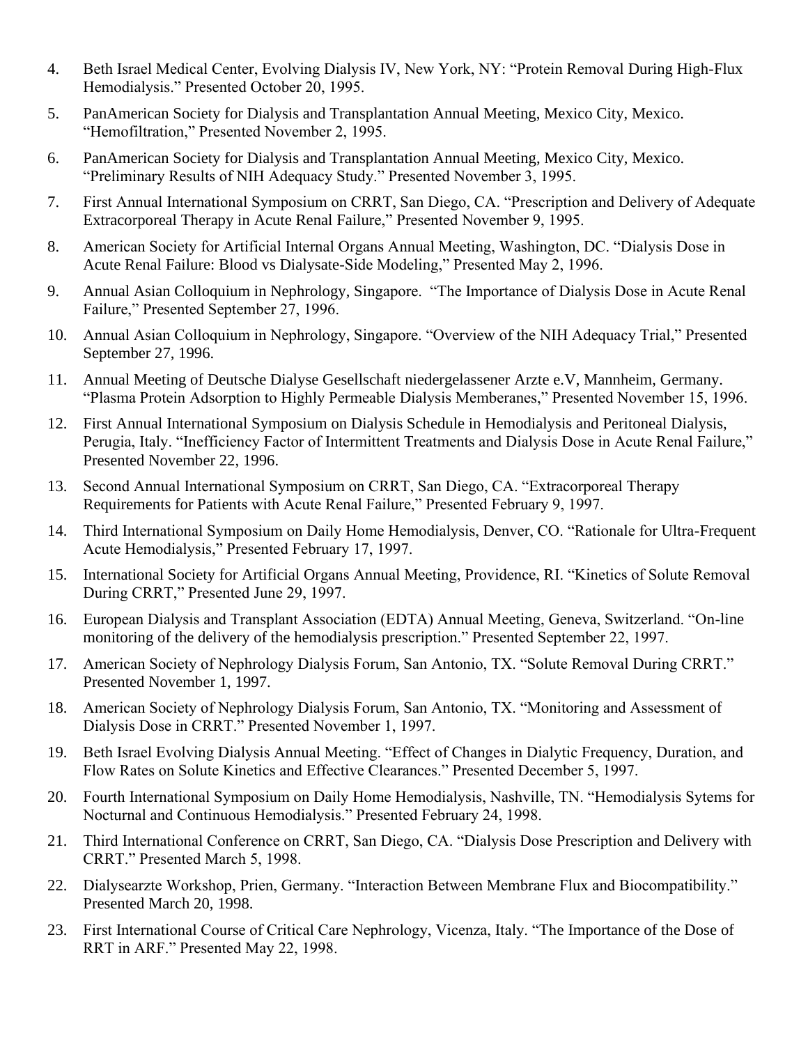4. Beth Israel Medical Center, Evolving Dialysis IV, New York, NY: "Protein Removal During High-Flux Hemodialysis." Presented October 20, 1995.

5. PanAmerican Society for Dialysis and Transplantation Annual Meeting, Mexico City, Mexico. "Hemofiltration," Presented November 2, 1995.

6. PanAmerican Society for Dialysis and Transplantation Annual Meeting, Mexico City, Mexico. "Preliminary Results of NIH Adequacy Study." Presented November 3, 1995.

7. First Annual International Symposium on CRRT, San Diego, CA. "Prescription and Delivery of Adequate Extracorporeal Therapy in Acute Renal Failure," Presented November 9, 1995.

8. American Society for Artificial Internal Organs Annual Meeting, Washington, DC. "Dialysis Dose in Acute Renal Failure: Blood vs Dialysate-Side Modeling," Presented May 2, 1996.

9. Annual Asian Colloquium in Nephrology, Singapore. "The Importance of Dialysis Dose in Acute Renal Failure," Presented September 27, 1996.

10. Annual Asian Colloquium in Nephrology, Singapore. "Overview of the NIH Adequacy Trial," Presented September 27, 1996.

11. Annual Meeting of Deutsche Dialyse Gesellschaft niedergelassener Arzte e.V, Mannheim, Germany. "Plasma Protein Adsorption to Highly Permeable Dialysis Memberanes," Presented November 15, 1996.

12. First Annual International Symposium on Dialysis Schedule in Hemodialysis and Peritoneal Dialysis, Perugia, Italy. "Inefficiency Factor of Intermittent Treatments and Dialysis Dose in Acute Renal Failure," Presented November 22, 1996.

13. Second Annual International Symposium on CRRT, San Diego, CA. "Extracorporeal Therapy Requirements for Patients with Acute Renal Failure," Presented February 9, 1997.

14. Third International Symposium on Daily Home Hemodialysis, Denver, CO. "Rationale for Ultra-Frequent Acute Hemodialysis," Presented February 17, 1997.

15. International Society for Artificial Organs Annual Meeting, Providence, RI. "Kinetics of Solute Removal During CRRT," Presented June 29, 1997.

16. European Dialysis and Transplant Association (EDTA) Annual Meeting, Geneva, Switzerland. "On-line monitoring of the delivery of the hemodialysis prescription." Presented September 22, 1997.

17. American Society of Nephrology Dialysis Forum, San Antonio, TX. "Solute Removal During CRRT." Presented November 1, 1997.

18. American Society of Nephrology Dialysis Forum, San Antonio, TX. "Monitoring and Assessment of Dialysis Dose in CRRT." Presented November 1, 1997.

19. Beth Israel Evolving Dialysis Annual Meeting. "Effect of Changes in Dialytic Frequency, Duration, and Flow Rates on Solute Kinetics and Effective Clearances." Presented December 5, 1997.

20. Fourth International Symposium on Daily Home Hemodialysis, Nashville, TN. "Hemodialysis Sytems for Nocturnal and Continuous Hemodialysis." Presented February 24, 1998.

21. Third International Conference on CRRT, San Diego, CA. "Dialysis Dose Prescription and Delivery with CRRT." Presented March 5, 1998.

22. Dialysearzte Workshop, Prien, Germany. "Interaction Between Membrane Flux and Biocompatibility." Presented March 20, 1998.

23. First International Course of Critical Care Nephrology, Vicenza, Italy. "The Importance of the Dose of RRT in ARF." Presented May 22, 1998.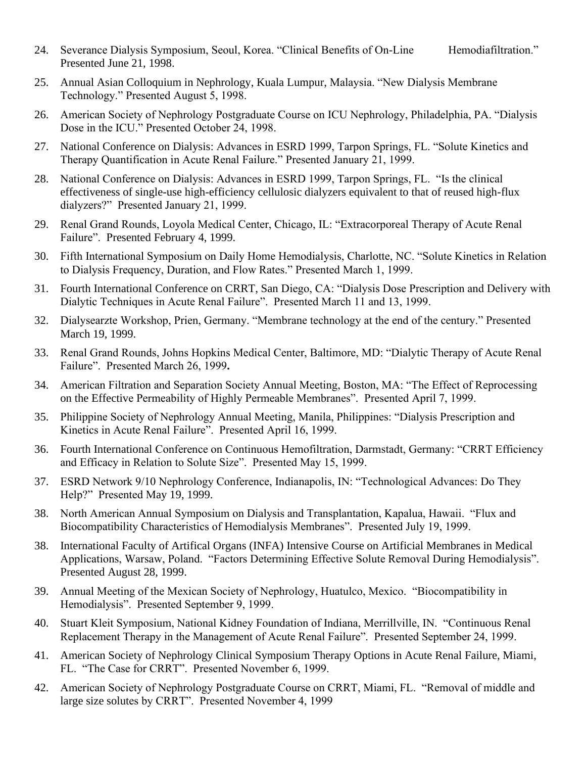24. Severance Dialysis Symposium, Seoul, Korea. "Clinical Benefits of On-Line Hemodiafiltration." Presented June 21, 1998.
25. Annual Asian Colloquium in Nephrology, Kuala Lumpur, Malaysia. "New Dialysis Membrane Technology." Presented August 5, 1998.
26. American Society of Nephrology Postgraduate Course on ICU Nephrology, Philadelphia, PA. "Dialysis Dose in the ICU." Presented October 24, 1998.
27. National Conference on Dialysis: Advances in ESRD 1999, Tarpon Springs, FL. "Solute Kinetics and Therapy Quantification in Acute Renal Failure." Presented January 21, 1999.
28. National Conference on Dialysis: Advances in ESRD 1999, Tarpon Springs, FL. "Is the clinical effectiveness of single-use high-efficiency cellulosic dialyzers equivalent to that of reused high-flux dialyzers?" Presented January 21, 1999.
29. Renal Grand Rounds, Loyola Medical Center, Chicago, IL: "Extracorporeal Therapy of Acute Renal Failure". Presented February 4, 1999.
30. Fifth International Symposium on Daily Home Hemodialysis, Charlotte, NC. "Solute Kinetics in Relation to Dialysis Frequency, Duration, and Flow Rates." Presented March 1, 1999.
31. Fourth International Conference on CRRT, San Diego, CA: "Dialysis Dose Prescription and Delivery with Dialytic Techniques in Acute Renal Failure". Presented March 11 and 13, 1999.
32. Dialysearzte Workshop, Prien, Germany. "Membrane technology at the end of the century." Presented March 19, 1999.
33. Renal Grand Rounds, Johns Hopkins Medical Center, Baltimore, MD: "Dialytic Therapy of Acute Renal Failure". Presented March 26, 1999**.**
34. American Filtration and Separation Society Annual Meeting, Boston, MA: "The Effect of Reprocessing on the Effective Permeability of Highly Permeable Membranes". Presented April 7, 1999.
35. Philippine Society of Nephrology Annual Meeting, Manila, Philippines: "Dialysis Prescription and Kinetics in Acute Renal Failure". Presented April 16, 1999.
36. Fourth International Conference on Continuous Hemofiltration, Darmstadt, Germany: "CRRT Efficiency and Efficacy in Relation to Solute Size". Presented May 15, 1999.
37. ESRD Network 9/10 Nephrology Conference, Indianapolis, IN: "Technological Advances: Do They Help?" Presented May 19, 1999.
38. North American Annual Symposium on Dialysis and Transplantation, Kapalua, Hawaii. "Flux and Biocompatibility Characteristics of Hemodialysis Membranes". Presented July 19, 1999.
38. International Faculty of Artifical Organs (INFA) Intensive Course on Artificial Membranes in Medical Applications, Warsaw, Poland. "Factors Determining Effective Solute Removal During Hemodialysis". Presented August 28, 1999.
39. Annual Meeting of the Mexican Society of Nephrology, Huatulco, Mexico. "Biocompatibility in Hemodialysis". Presented September 9, 1999.
40. Stuart Kleit Symposium, National Kidney Foundation of Indiana, Merrillville, IN. "Continuous Renal Replacement Therapy in the Management of Acute Renal Failure". Presented September 24, 1999.
41. American Society of Nephrology Clinical Symposium Therapy Options in Acute Renal Failure, Miami, FL. "The Case for CRRT". Presented November 6, 1999.
42. American Society of Nephrology Postgraduate Course on CRRT, Miami, FL. "Removal of middle and large size solutes by CRRT". Presented November 4, 1999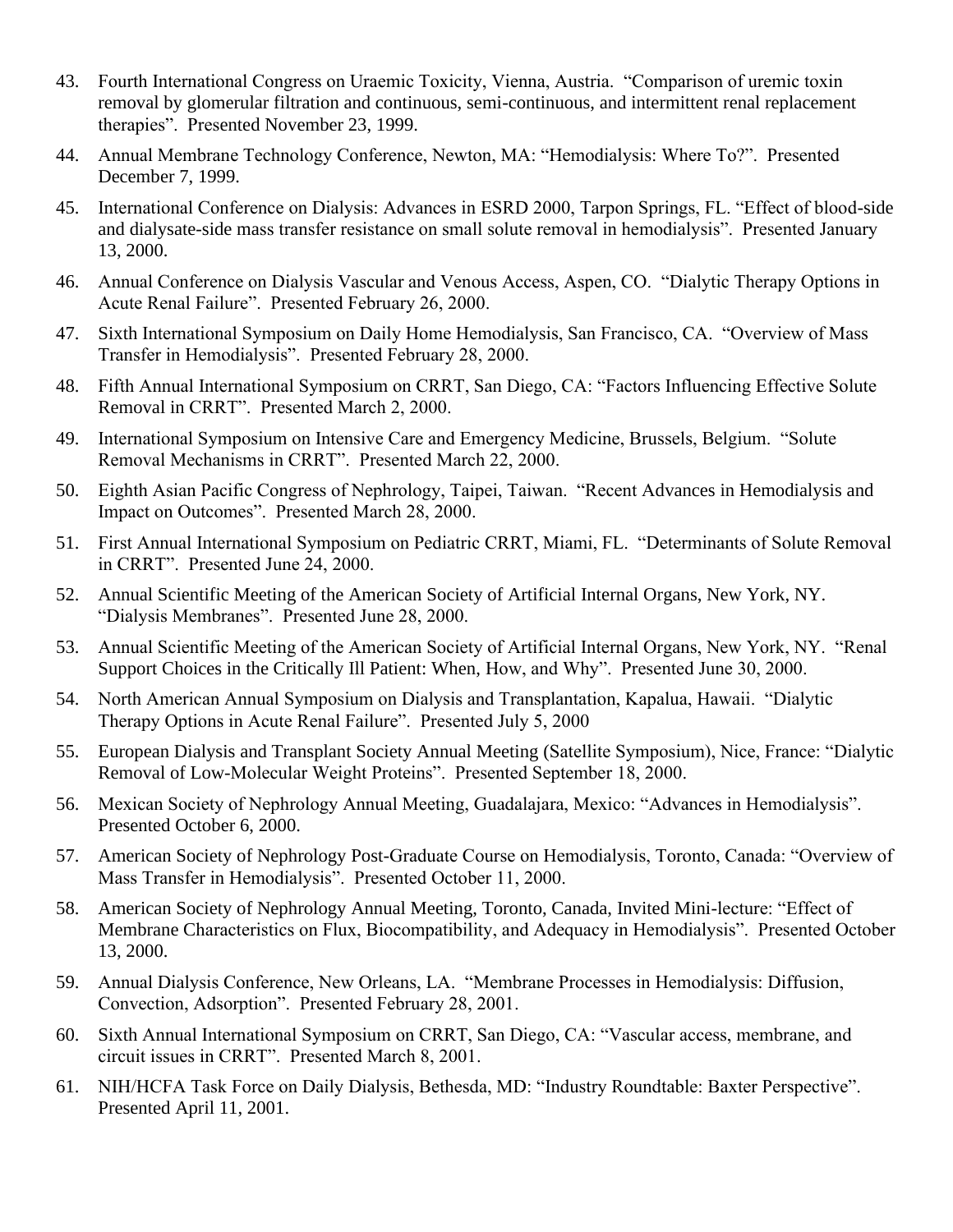43. Fourth International Congress on Uraemic Toxicity, Vienna, Austria. "Comparison of uremic toxin removal by glomerular filtration and continuous, semi-continuous, and intermittent renal replacement therapies". Presented November 23, 1999.

44. Annual Membrane Technology Conference, Newton, MA: "Hemodialysis: Where To?". Presented December 7, 1999.

45. International Conference on Dialysis: Advances in ESRD 2000, Tarpon Springs, FL. "Effect of blood-side and dialysate-side mass transfer resistance on small solute removal in hemodialysis". Presented January 13, 2000.

46. Annual Conference on Dialysis Vascular and Venous Access, Aspen, CO. "Dialytic Therapy Options in Acute Renal Failure". Presented February 26, 2000.

47. Sixth International Symposium on Daily Home Hemodialysis, San Francisco, CA. "Overview of Mass Transfer in Hemodialysis". Presented February 28, 2000.

48. Fifth Annual International Symposium on CRRT, San Diego, CA: "Factors Influencing Effective Solute Removal in CRRT". Presented March 2, 2000.

49. International Symposium on Intensive Care and Emergency Medicine, Brussels, Belgium. "Solute Removal Mechanisms in CRRT". Presented March 22, 2000.

50. Eighth Asian Pacific Congress of Nephrology, Taipei, Taiwan. "Recent Advances in Hemodialysis and Impact on Outcomes". Presented March 28, 2000.

51. First Annual International Symposium on Pediatric CRRT, Miami, FL. "Determinants of Solute Removal in CRRT". Presented June 24, 2000.

52. Annual Scientific Meeting of the American Society of Artificial Internal Organs, New York, NY. "Dialysis Membranes". Presented June 28, 2000.

53. Annual Scientific Meeting of the American Society of Artificial Internal Organs, New York, NY. "Renal Support Choices in the Critically Ill Patient: When, How, and Why". Presented June 30, 2000.

54. North American Annual Symposium on Dialysis and Transplantation, Kapalua, Hawaii. "Dialytic Therapy Options in Acute Renal Failure". Presented July 5, 2000

55. European Dialysis and Transplant Society Annual Meeting (Satellite Symposium), Nice, France: "Dialytic Removal of Low-Molecular Weight Proteins". Presented September 18, 2000.

56. Mexican Society of Nephrology Annual Meeting, Guadalajara, Mexico: "Advances in Hemodialysis". Presented October 6, 2000.

57. American Society of Nephrology Post-Graduate Course on Hemodialysis, Toronto, Canada: "Overview of Mass Transfer in Hemodialysis". Presented October 11, 2000.

58. American Society of Nephrology Annual Meeting, Toronto, Canada, Invited Mini-lecture: "Effect of Membrane Characteristics on Flux, Biocompatibility, and Adequacy in Hemodialysis". Presented October 13, 2000.

59. Annual Dialysis Conference, New Orleans, LA. "Membrane Processes in Hemodialysis: Diffusion, Convection, Adsorption". Presented February 28, 2001.

60. Sixth Annual International Symposium on CRRT, San Diego, CA: "Vascular access, membrane, and circuit issues in CRRT". Presented March 8, 2001.

61. NIH/HCFA Task Force on Daily Dialysis, Bethesda, MD: "Industry Roundtable: Baxter Perspective". Presented April 11, 2001.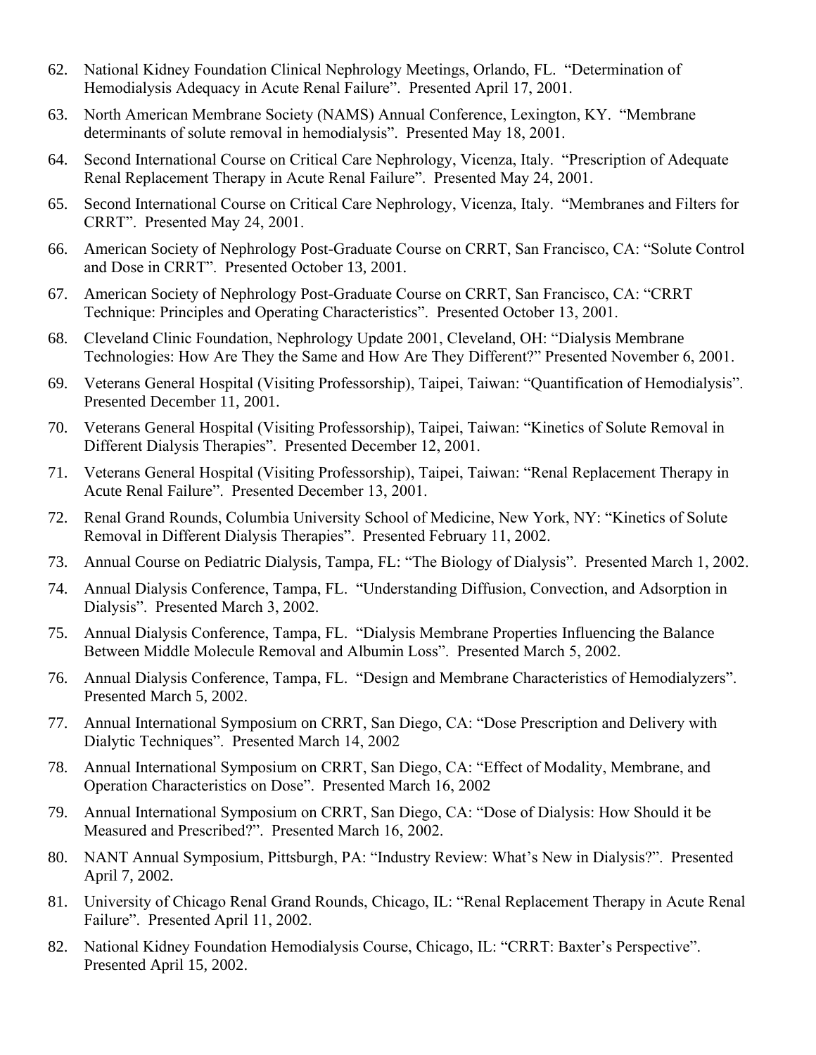62. National Kidney Foundation Clinical Nephrology Meetings, Orlando, FL. “Determination of Hemodialysis Adequacy in Acute Renal Failure”. Presented April 17, 2001.
63. North American Membrane Society (NAMS) Annual Conference, Lexington, KY. “Membrane determinants of solute removal in hemodialysis”. Presented May 18, 2001.
64. Second International Course on Critical Care Nephrology, Vicenza, Italy. “Prescription of Adequate Renal Replacement Therapy in Acute Renal Failure”. Presented May 24, 2001.
65. Second International Course on Critical Care Nephrology, Vicenza, Italy. “Membranes and Filters for CRRT”. Presented May 24, 2001.
66. American Society of Nephrology Post-Graduate Course on CRRT, San Francisco, CA: “Solute Control and Dose in CRRT”. Presented October 13, 2001.
67. American Society of Nephrology Post-Graduate Course on CRRT, San Francisco, CA: “CRRT Technique: Principles and Operating Characteristics”. Presented October 13, 2001.
68. Cleveland Clinic Foundation, Nephrology Update 2001, Cleveland, OH: “Dialysis Membrane Technologies: How Are They the Same and How Are They Different?” Presented November 6, 2001.
69. Veterans General Hospital (Visiting Professorship), Taipei, Taiwan: “Quantification of Hemodialysis”. Presented December 11, 2001.
70. Veterans General Hospital (Visiting Professorship), Taipei, Taiwan: “Kinetics of Solute Removal in Different Dialysis Therapies”. Presented December 12, 2001.
71. Veterans General Hospital (Visiting Professorship), Taipei, Taiwan: “Renal Replacement Therapy in Acute Renal Failure”. Presented December 13, 2001.
72. Renal Grand Rounds, Columbia University School of Medicine, New York, NY: “Kinetics of Solute Removal in Different Dialysis Therapies”. Presented February 11, 2002.
73. Annual Course on Pediatric Dialysis, Tampa, FL: “The Biology of Dialysis”. Presented March 1, 2002.
74. Annual Dialysis Conference, Tampa, FL. “Understanding Diffusion, Convection, and Adsorption in Dialysis”. Presented March 3, 2002.
75. Annual Dialysis Conference, Tampa, FL. “Dialysis Membrane Properties Influencing the Balance Between Middle Molecule Removal and Albumin Loss”. Presented March 5, 2002.
76. Annual Dialysis Conference, Tampa, FL. “Design and Membrane Characteristics of Hemodialyzers”. Presented March 5, 2002.
77. Annual International Symposium on CRRT, San Diego, CA: “Dose Prescription and Delivery with Dialytic Techniques”. Presented March 14, 2002
78. Annual International Symposium on CRRT, San Diego, CA: “Effect of Modality, Membrane, and Operation Characteristics on Dose”. Presented March 16, 2002
79. Annual International Symposium on CRRT, San Diego, CA: “Dose of Dialysis: How Should it be Measured and Prescribed?”. Presented March 16, 2002.
80. NANT Annual Symposium, Pittsburgh, PA: “Industry Review: What’s New in Dialysis?”. Presented April 7, 2002.
81. University of Chicago Renal Grand Rounds, Chicago, IL: “Renal Replacement Therapy in Acute Renal Failure”. Presented April 11, 2002.
82. National Kidney Foundation Hemodialysis Course, Chicago, IL: “CRRT: Baxter’s Perspective”. Presented April 15, 2002.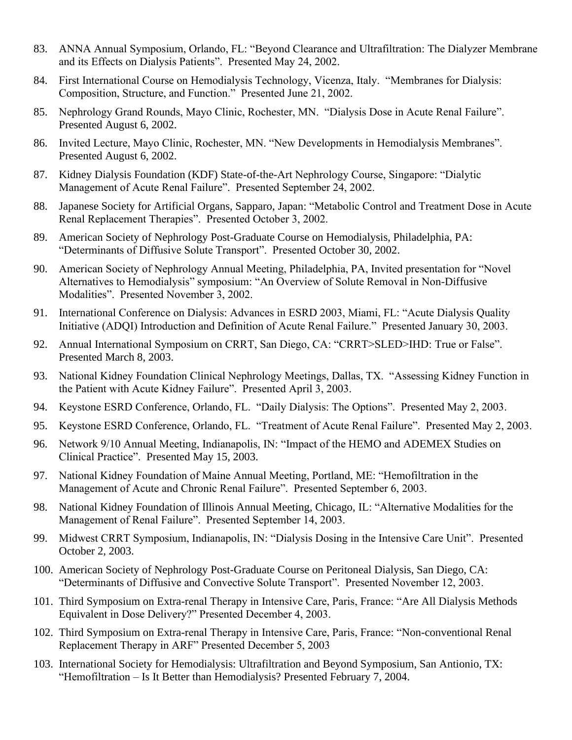83. ANNA Annual Symposium, Orlando, FL: "Beyond Clearance and Ultrafiltration: The Dialyzer Membrane and its Effects on Dialysis Patients". Presented May 24, 2002.
84. First International Course on Hemodialysis Technology, Vicenza, Italy. "Membranes for Dialysis: Composition, Structure, and Function." Presented June 21, 2002.
85. Nephrology Grand Rounds, Mayo Clinic, Rochester, MN. "Dialysis Dose in Acute Renal Failure". Presented August 6, 2002.
86. Invited Lecture, Mayo Clinic, Rochester, MN. "New Developments in Hemodialysis Membranes". Presented August 6, 2002.
87. Kidney Dialysis Foundation (KDF) State-of-the-Art Nephrology Course, Singapore: "Dialytic Management of Acute Renal Failure". Presented September 24, 2002.
88. Japanese Society for Artificial Organs, Sapparo, Japan: "Metabolic Control and Treatment Dose in Acute Renal Replacement Therapies". Presented October 3, 2002.
89. American Society of Nephrology Post-Graduate Course on Hemodialysis, Philadelphia, PA: "Determinants of Diffusive Solute Transport". Presented October 30, 2002.
90. American Society of Nephrology Annual Meeting, Philadelphia, PA, Invited presentation for "Novel Alternatives to Hemodialysis" symposium: "An Overview of Solute Removal in Non-Diffusive Modalities". Presented November 3, 2002.
91. International Conference on Dialysis: Advances in ESRD 2003, Miami, FL: "Acute Dialysis Quality Initiative (ADQI) Introduction and Definition of Acute Renal Failure." Presented January 30, 2003.
92. Annual International Symposium on CRRT, San Diego, CA: "CRRT>SLED>IHD: True or False". Presented March 8, 2003.
93. National Kidney Foundation Clinical Nephrology Meetings, Dallas, TX. "Assessing Kidney Function in the Patient with Acute Kidney Failure". Presented April 3, 2003.
94. Keystone ESRD Conference, Orlando, FL. "Daily Dialysis: The Options". Presented May 2, 2003.
95. Keystone ESRD Conference, Orlando, FL. "Treatment of Acute Renal Failure". Presented May 2, 2003.
96. Network 9/10 Annual Meeting, Indianapolis, IN: "Impact of the HEMO and ADEMEX Studies on Clinical Practice". Presented May 15, 2003.
97. National Kidney Foundation of Maine Annual Meeting, Portland, ME: "Hemofiltration in the Management of Acute and Chronic Renal Failure". Presented September 6, 2003.
98. National Kidney Foundation of Illinois Annual Meeting, Chicago, IL: "Alternative Modalities for the Management of Renal Failure". Presented September 14, 2003.
99. Midwest CRRT Symposium, Indianapolis, IN: "Dialysis Dosing in the Intensive Care Unit". Presented October 2, 2003.
100. American Society of Nephrology Post-Graduate Course on Peritoneal Dialysis, San Diego, CA: "Determinants of Diffusive and Convective Solute Transport". Presented November 12, 2003.
101. Third Symposium on Extra-renal Therapy in Intensive Care, Paris, France: "Are All Dialysis Methods Equivalent in Dose Delivery?" Presented December 4, 2003.
102. Third Symposium on Extra-renal Therapy in Intensive Care, Paris, France: "Non-conventional Renal Replacement Therapy in ARF" Presented December 5, 2003
103. International Society for Hemodialysis: Ultrafiltration and Beyond Symposium, San Antionio, TX: "Hemofiltration – Is It Better than Hemodialysis? Presented February 7, 2004.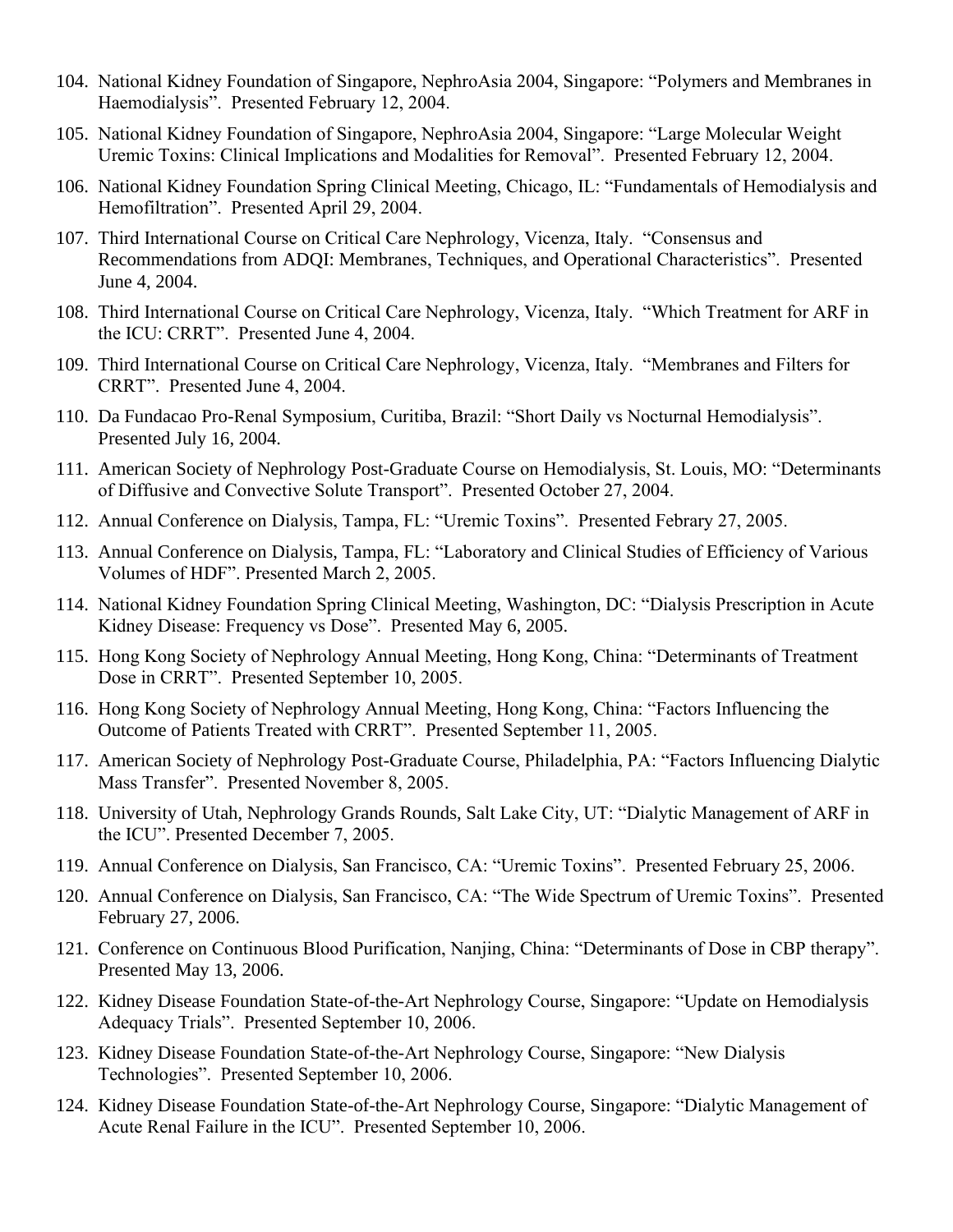104. National Kidney Foundation of Singapore, NephroAsia 2004, Singapore: "Polymers and Membranes in Haemodialysis". Presented February 12, 2004.
105. National Kidney Foundation of Singapore, NephroAsia 2004, Singapore: "Large Molecular Weight Uremic Toxins: Clinical Implications and Modalities for Removal". Presented February 12, 2004.
106. National Kidney Foundation Spring Clinical Meeting, Chicago, IL: "Fundamentals of Hemodialysis and Hemofiltration". Presented April 29, 2004.
107. Third International Course on Critical Care Nephrology, Vicenza, Italy. "Consensus and Recommendations from ADQI: Membranes, Techniques, and Operational Characteristics". Presented June 4, 2004.
108. Third International Course on Critical Care Nephrology, Vicenza, Italy. "Which Treatment for ARF in the ICU: CRRT". Presented June 4, 2004.
109. Third International Course on Critical Care Nephrology, Vicenza, Italy. "Membranes and Filters for CRRT". Presented June 4, 2004.
110. Da Fundacao Pro-Renal Symposium, Curitiba, Brazil: "Short Daily vs Nocturnal Hemodialysis". Presented July 16, 2004.
111. American Society of Nephrology Post-Graduate Course on Hemodialysis, St. Louis, MO: "Determinants of Diffusive and Convective Solute Transport". Presented October 27, 2004.
112. Annual Conference on Dialysis, Tampa, FL: "Uremic Toxins". Presented Febrary 27, 2005.
113. Annual Conference on Dialysis, Tampa, FL: "Laboratory and Clinical Studies of Efficiency of Various Volumes of HDF". Presented March 2, 2005.
114. National Kidney Foundation Spring Clinical Meeting, Washington, DC: "Dialysis Prescription in Acute Kidney Disease: Frequency vs Dose". Presented May 6, 2005.
115. Hong Kong Society of Nephrology Annual Meeting, Hong Kong, China: "Determinants of Treatment Dose in CRRT". Presented September 10, 2005.
116. Hong Kong Society of Nephrology Annual Meeting, Hong Kong, China: "Factors Influencing the Outcome of Patients Treated with CRRT". Presented September 11, 2005.
117. American Society of Nephrology Post-Graduate Course, Philadelphia, PA: "Factors Influencing Dialytic Mass Transfer". Presented November 8, 2005.
118. University of Utah, Nephrology Grands Rounds, Salt Lake City, UT: "Dialytic Management of ARF in the ICU". Presented December 7, 2005.
119. Annual Conference on Dialysis, San Francisco, CA: "Uremic Toxins". Presented February 25, 2006.
120. Annual Conference on Dialysis, San Francisco, CA: "The Wide Spectrum of Uremic Toxins". Presented February 27, 2006.
121. Conference on Continuous Blood Purification, Nanjing, China: "Determinants of Dose in CBP therapy". Presented May 13, 2006.
122. Kidney Disease Foundation State-of-the-Art Nephrology Course, Singapore: "Update on Hemodialysis Adequacy Trials". Presented September 10, 2006.
123. Kidney Disease Foundation State-of-the-Art Nephrology Course, Singapore: "New Dialysis Technologies". Presented September 10, 2006.
124. Kidney Disease Foundation State-of-the-Art Nephrology Course, Singapore: "Dialytic Management of Acute Renal Failure in the ICU". Presented September 10, 2006.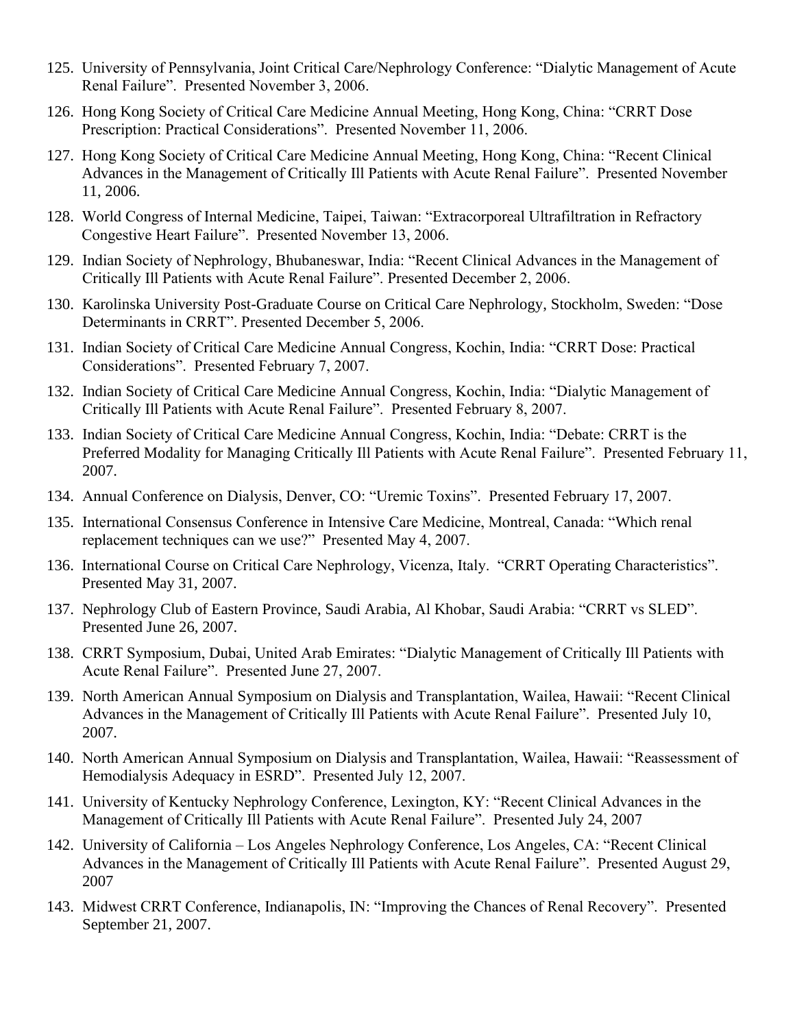125. University of Pennsylvania, Joint Critical Care/Nephrology Conference: "Dialytic Management of Acute Renal Failure". Presented November 3, 2006.

126. Hong Kong Society of Critical Care Medicine Annual Meeting, Hong Kong, China: "CRRT Dose Prescription: Practical Considerations". Presented November 11, 2006.

127. Hong Kong Society of Critical Care Medicine Annual Meeting, Hong Kong, China: "Recent Clinical Advances in the Management of Critically Ill Patients with Acute Renal Failure". Presented November 11, 2006.

128. World Congress of Internal Medicine, Taipei, Taiwan: "Extracorporeal Ultrafiltration in Refractory Congestive Heart Failure". Presented November 13, 2006.

129. Indian Society of Nephrology, Bhubaneswar, India: "Recent Clinical Advances in the Management of Critically Ill Patients with Acute Renal Failure". Presented December 2, 2006.

130. Karolinska University Post-Graduate Course on Critical Care Nephrology, Stockholm, Sweden: "Dose Determinants in CRRT". Presented December 5, 2006.

131. Indian Society of Critical Care Medicine Annual Congress, Kochin, India: "CRRT Dose: Practical Considerations". Presented February 7, 2007.

132. Indian Society of Critical Care Medicine Annual Congress, Kochin, India: "Dialytic Management of Critically Ill Patients with Acute Renal Failure". Presented February 8, 2007.

133. Indian Society of Critical Care Medicine Annual Congress, Kochin, India: "Debate: CRRT is the Preferred Modality for Managing Critically Ill Patients with Acute Renal Failure". Presented February 11, 2007.

134. Annual Conference on Dialysis, Denver, CO: "Uremic Toxins". Presented February 17, 2007.

135. International Consensus Conference in Intensive Care Medicine, Montreal, Canada: "Which renal replacement techniques can we use?" Presented May 4, 2007.

136. International Course on Critical Care Nephrology, Vicenza, Italy. "CRRT Operating Characteristics". Presented May 31, 2007.

137. Nephrology Club of Eastern Province, Saudi Arabia, Al Khobar, Saudi Arabia: "CRRT vs SLED". Presented June 26, 2007.

138. CRRT Symposium, Dubai, United Arab Emirates: "Dialytic Management of Critically Ill Patients with Acute Renal Failure". Presented June 27, 2007.

139. North American Annual Symposium on Dialysis and Transplantation, Wailea, Hawaii: "Recent Clinical Advances in the Management of Critically Ill Patients with Acute Renal Failure". Presented July 10, 2007.

140. North American Annual Symposium on Dialysis and Transplantation, Wailea, Hawaii: "Reassessment of Hemodialysis Adequacy in ESRD". Presented July 12, 2007.

141. University of Kentucky Nephrology Conference, Lexington, KY: "Recent Clinical Advances in the Management of Critically Ill Patients with Acute Renal Failure". Presented July 24, 2007

142. University of California – Los Angeles Nephrology Conference, Los Angeles, CA: "Recent Clinical Advances in the Management of Critically Ill Patients with Acute Renal Failure". Presented August 29, 2007

143. Midwest CRRT Conference, Indianapolis, IN: "Improving the Chances of Renal Recovery". Presented September 21, 2007.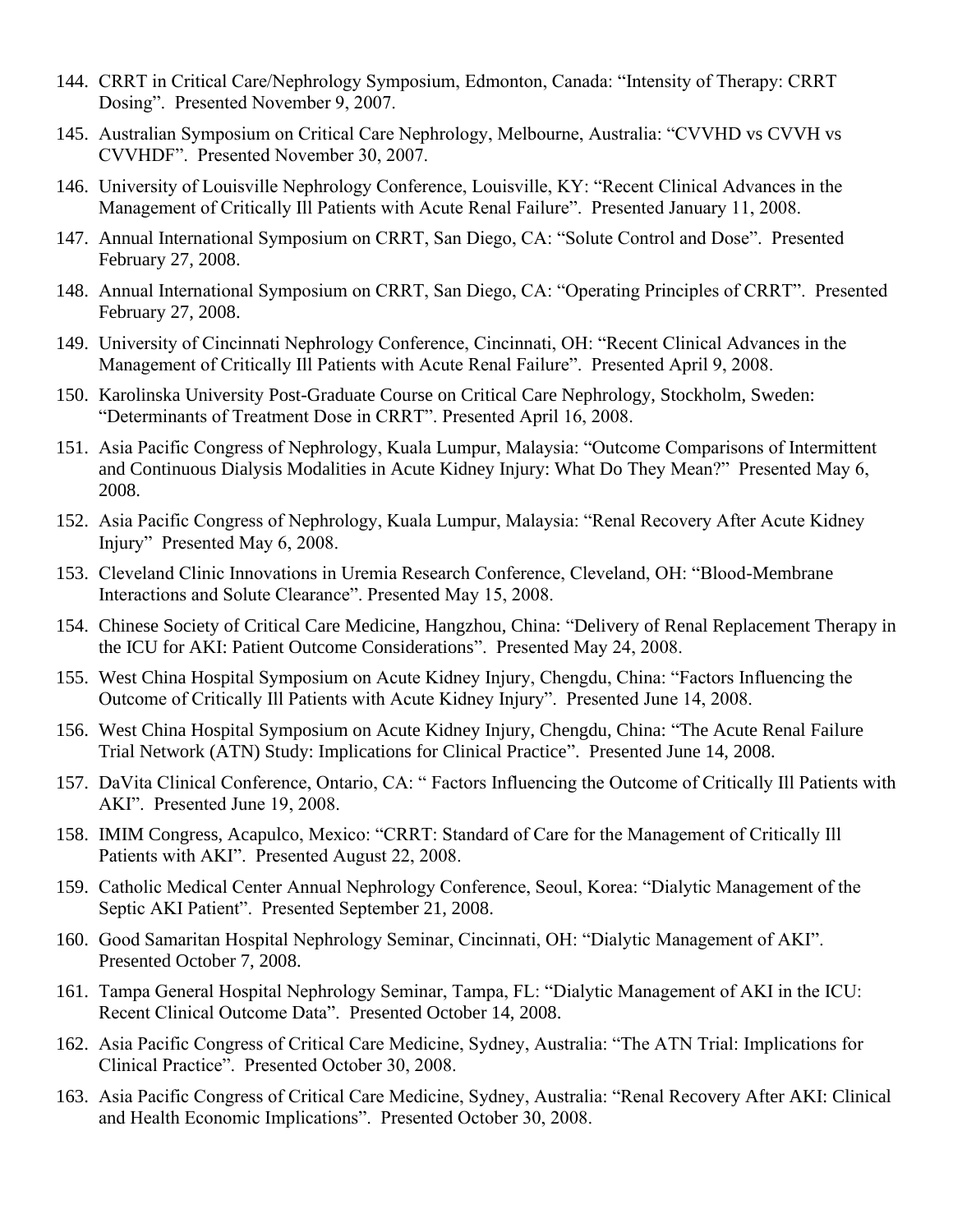144. CRRT in Critical Care/Nephrology Symposium, Edmonton, Canada: "Intensity of Therapy: CRRT Dosing". Presented November 9, 2007.
145. Australian Symposium on Critical Care Nephrology, Melbourne, Australia: "CVVHD vs CVVH vs CVVHDF". Presented November 30, 2007.
146. University of Louisville Nephrology Conference, Louisville, KY: "Recent Clinical Advances in the Management of Critically Ill Patients with Acute Renal Failure". Presented January 11, 2008.
147. Annual International Symposium on CRRT, San Diego, CA: "Solute Control and Dose". Presented February 27, 2008.
148. Annual International Symposium on CRRT, San Diego, CA: "Operating Principles of CRRT". Presented February 27, 2008.
149. University of Cincinnati Nephrology Conference, Cincinnati, OH: "Recent Clinical Advances in the Management of Critically Ill Patients with Acute Renal Failure". Presented April 9, 2008.
150. Karolinska University Post-Graduate Course on Critical Care Nephrology, Stockholm, Sweden: "Determinants of Treatment Dose in CRRT". Presented April 16, 2008.
151. Asia Pacific Congress of Nephrology, Kuala Lumpur, Malaysia: "Outcome Comparisons of Intermittent and Continuous Dialysis Modalities in Acute Kidney Injury: What Do They Mean?" Presented May 6, 2008.
152. Asia Pacific Congress of Nephrology, Kuala Lumpur, Malaysia: "Renal Recovery After Acute Kidney Injury" Presented May 6, 2008.
153. Cleveland Clinic Innovations in Uremia Research Conference, Cleveland, OH: "Blood-Membrane Interactions and Solute Clearance". Presented May 15, 2008.
154. Chinese Society of Critical Care Medicine, Hangzhou, China: "Delivery of Renal Replacement Therapy in the ICU for AKI: Patient Outcome Considerations". Presented May 24, 2008.
155. West China Hospital Symposium on Acute Kidney Injury, Chengdu, China: "Factors Influencing the Outcome of Critically Ill Patients with Acute Kidney Injury". Presented June 14, 2008.
156. West China Hospital Symposium on Acute Kidney Injury, Chengdu, China: "The Acute Renal Failure Trial Network (ATN) Study: Implications for Clinical Practice". Presented June 14, 2008.
157. DaVita Clinical Conference, Ontario, CA: " Factors Influencing the Outcome of Critically Ill Patients with AKI". Presented June 19, 2008.
158. IMIM Congress, Acapulco, Mexico: "CRRT: Standard of Care for the Management of Critically Ill Patients with AKI". Presented August 22, 2008.
159. Catholic Medical Center Annual Nephrology Conference, Seoul, Korea: "Dialytic Management of the Septic AKI Patient". Presented September 21, 2008.
160. Good Samaritan Hospital Nephrology Seminar, Cincinnati, OH: "Dialytic Management of AKI". Presented October 7, 2008.
161. Tampa General Hospital Nephrology Seminar, Tampa, FL: "Dialytic Management of AKI in the ICU: Recent Clinical Outcome Data". Presented October 14, 2008.
162. Asia Pacific Congress of Critical Care Medicine, Sydney, Australia: "The ATN Trial: Implications for Clinical Practice". Presented October 30, 2008.
163. Asia Pacific Congress of Critical Care Medicine, Sydney, Australia: "Renal Recovery After AKI: Clinical and Health Economic Implications". Presented October 30, 2008.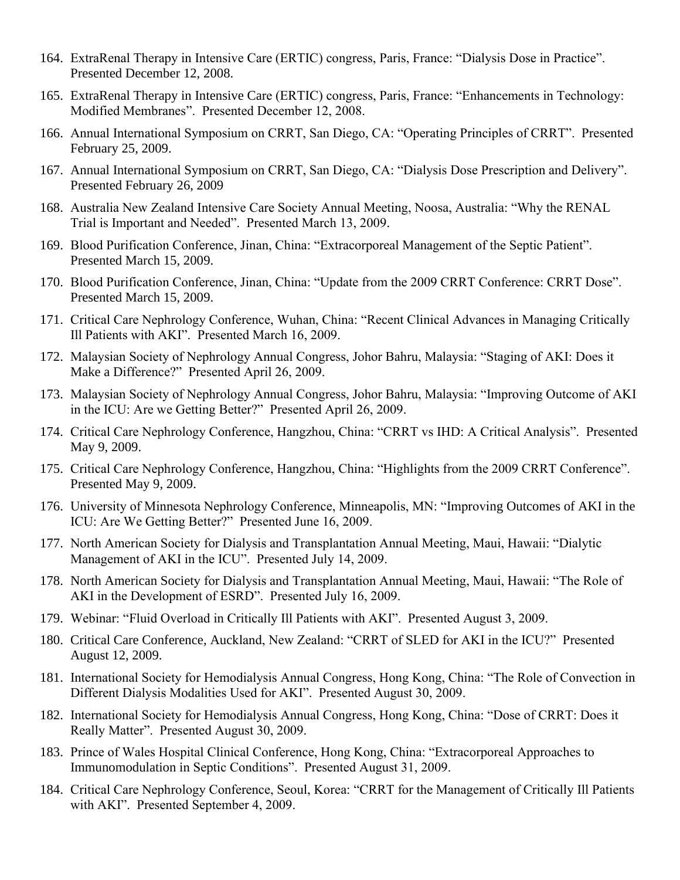164. ExtraRenal Therapy in Intensive Care (ERTIC) congress, Paris, France: "Dialysis Dose in Practice". Presented December 12, 2008.
165. ExtraRenal Therapy in Intensive Care (ERTIC) congress, Paris, France: "Enhancements in Technology: Modified Membranes". Presented December 12, 2008.
166. Annual International Symposium on CRRT, San Diego, CA: "Operating Principles of CRRT". Presented February 25, 2009.
167. Annual International Symposium on CRRT, San Diego, CA: "Dialysis Dose Prescription and Delivery". Presented February 26, 2009
168. Australia New Zealand Intensive Care Society Annual Meeting, Noosa, Australia: "Why the RENAL Trial is Important and Needed". Presented March 13, 2009.
169. Blood Purification Conference, Jinan, China: "Extracorporeal Management of the Septic Patient". Presented March 15, 2009.
170. Blood Purification Conference, Jinan, China: "Update from the 2009 CRRT Conference: CRRT Dose". Presented March 15, 2009.
171. Critical Care Nephrology Conference, Wuhan, China: "Recent Clinical Advances in Managing Critically Ill Patients with AKI". Presented March 16, 2009.
172. Malaysian Society of Nephrology Annual Congress, Johor Bahru, Malaysia: "Staging of AKI: Does it Make a Difference?" Presented April 26, 2009.
173. Malaysian Society of Nephrology Annual Congress, Johor Bahru, Malaysia: "Improving Outcome of AKI in the ICU: Are we Getting Better?" Presented April 26, 2009.
174. Critical Care Nephrology Conference, Hangzhou, China: "CRRT vs IHD: A Critical Analysis". Presented May 9, 2009.
175. Critical Care Nephrology Conference, Hangzhou, China: "Highlights from the 2009 CRRT Conference". Presented May 9, 2009.
176. University of Minnesota Nephrology Conference, Minneapolis, MN: "Improving Outcomes of AKI in the ICU: Are We Getting Better?" Presented June 16, 2009.
177. North American Society for Dialysis and Transplantation Annual Meeting, Maui, Hawaii: "Dialytic Management of AKI in the ICU". Presented July 14, 2009.
178. North American Society for Dialysis and Transplantation Annual Meeting, Maui, Hawaii: "The Role of AKI in the Development of ESRD". Presented July 16, 2009.
179. Webinar: "Fluid Overload in Critically Ill Patients with AKI". Presented August 3, 2009.
180. Critical Care Conference, Auckland, New Zealand: "CRRT of SLED for AKI in the ICU?" Presented August 12, 2009.
181. International Society for Hemodialysis Annual Congress, Hong Kong, China: "The Role of Convection in Different Dialysis Modalities Used for AKI". Presented August 30, 2009.
182. International Society for Hemodialysis Annual Congress, Hong Kong, China: "Dose of CRRT: Does it Really Matter". Presented August 30, 2009.
183. Prince of Wales Hospital Clinical Conference, Hong Kong, China: "Extracorporeal Approaches to Immunomodulation in Septic Conditions". Presented August 31, 2009.
184. Critical Care Nephrology Conference, Seoul, Korea: "CRRT for the Management of Critically Ill Patients with AKI". Presented September 4, 2009.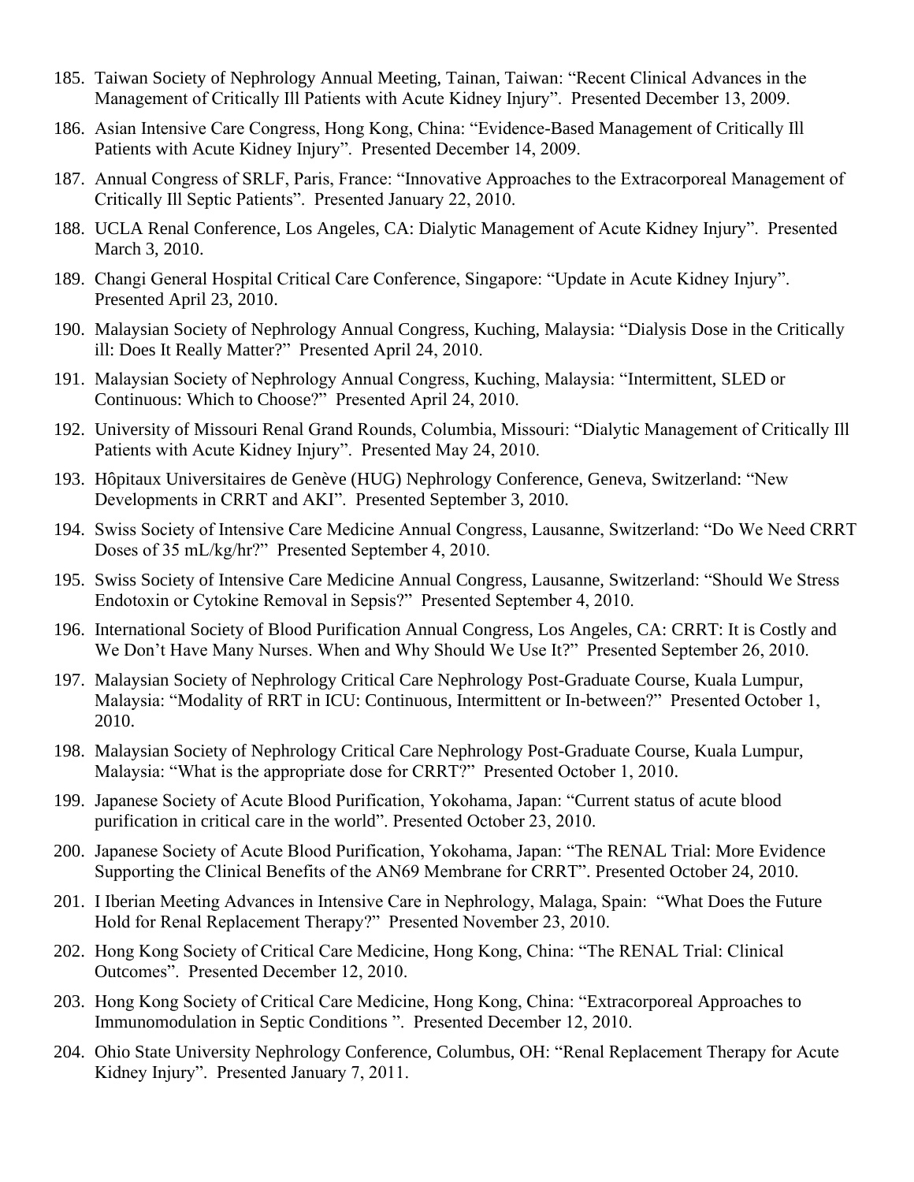185. Taiwan Society of Nephrology Annual Meeting, Tainan, Taiwan: "Recent Clinical Advances in the Management of Critically Ill Patients with Acute Kidney Injury". Presented December 13, 2009.

186. Asian Intensive Care Congress, Hong Kong, China: "Evidence-Based Management of Critically Ill Patients with Acute Kidney Injury". Presented December 14, 2009.

187. Annual Congress of SRLF, Paris, France: "Innovative Approaches to the Extracorporeal Management of Critically Ill Septic Patients". Presented January 22, 2010.

188. UCLA Renal Conference, Los Angeles, CA: Dialytic Management of Acute Kidney Injury". Presented March 3, 2010.

189. Changi General Hospital Critical Care Conference, Singapore: "Update in Acute Kidney Injury". Presented April 23, 2010.

190. Malaysian Society of Nephrology Annual Congress, Kuching, Malaysia: "Dialysis Dose in the Critically ill: Does It Really Matter?" Presented April 24, 2010.

191. Malaysian Society of Nephrology Annual Congress, Kuching, Malaysia: "Intermittent, SLED or Continuous: Which to Choose?" Presented April 24, 2010.

192. University of Missouri Renal Grand Rounds, Columbia, Missouri: "Dialytic Management of Critically Ill Patients with Acute Kidney Injury". Presented May 24, 2010.

193. Hôpitaux Universitaires de Genève (HUG) Nephrology Conference, Geneva, Switzerland: "New Developments in CRRT and AKI". Presented September 3, 2010.

194. Swiss Society of Intensive Care Medicine Annual Congress, Lausanne, Switzerland: "Do We Need CRRT Doses of 35 mL/kg/hr?" Presented September 4, 2010.

195. Swiss Society of Intensive Care Medicine Annual Congress, Lausanne, Switzerland: "Should We Stress Endotoxin or Cytokine Removal in Sepsis?" Presented September 4, 2010.

196. International Society of Blood Purification Annual Congress, Los Angeles, CA: CRRT: It is Costly and We Don't Have Many Nurses. When and Why Should We Use It?" Presented September 26, 2010.

197. Malaysian Society of Nephrology Critical Care Nephrology Post-Graduate Course, Kuala Lumpur, Malaysia: "Modality of RRT in ICU: Continuous, Intermittent or In-between?" Presented October 1, 2010.

198. Malaysian Society of Nephrology Critical Care Nephrology Post-Graduate Course, Kuala Lumpur, Malaysia: "What is the appropriate dose for CRRT?" Presented October 1, 2010.

199. Japanese Society of Acute Blood Purification, Yokohama, Japan: "Current status of acute blood purification in critical care in the world". Presented October 23, 2010.

200. Japanese Society of Acute Blood Purification, Yokohama, Japan: "The RENAL Trial: More Evidence Supporting the Clinical Benefits of the AN69 Membrane for CRRT". Presented October 24, 2010.

201. I Iberian Meeting Advances in Intensive Care in Nephrology, Malaga, Spain: "What Does the Future Hold for Renal Replacement Therapy?" Presented November 23, 2010.

202. Hong Kong Society of Critical Care Medicine, Hong Kong, China: "The RENAL Trial: Clinical Outcomes". Presented December 12, 2010.

203. Hong Kong Society of Critical Care Medicine, Hong Kong, China: "Extracorporeal Approaches to Immunomodulation in Septic Conditions ". Presented December 12, 2010.

204. Ohio State University Nephrology Conference, Columbus, OH: "Renal Replacement Therapy for Acute Kidney Injury". Presented January 7, 2011.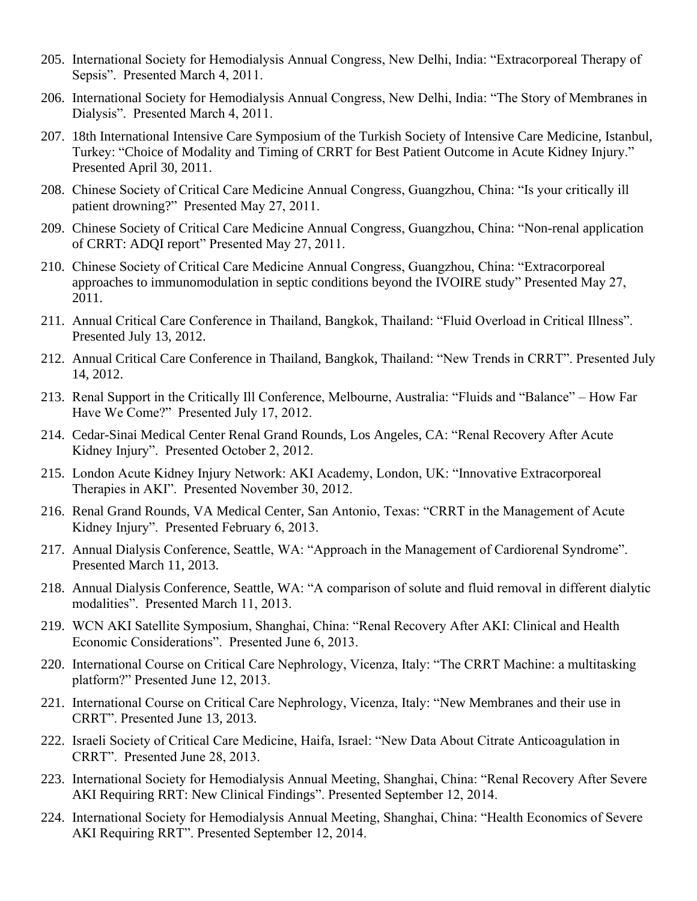205. International Society for Hemodialysis Annual Congress, New Delhi, India: “Extracorporeal Therapy of Sepsis”. Presented March 4, 2011.

206. International Society for Hemodialysis Annual Congress, New Delhi, India: “The Story of Membranes in Dialysis”. Presented March 4, 2011.

207. 18th International Intensive Care Symposium of the Turkish Society of Intensive Care Medicine, Istanbul, Turkey: “Choice of Modality and Timing of CRRT for Best Patient Outcome in Acute Kidney Injury.” Presented April 30, 2011.

208. Chinese Society of Critical Care Medicine Annual Congress, Guangzhou, China: “Is your critically ill patient drowning?” Presented May 27, 2011.

209. Chinese Society of Critical Care Medicine Annual Congress, Guangzhou, China: “Non-renal application of CRRT: ADQI report” Presented May 27, 2011.

210. Chinese Society of Critical Care Medicine Annual Congress, Guangzhou, China: “Extracorporeal approaches to immunomodulation in septic conditions beyond the IVOIRE study” Presented May 27, 2011.

211. Annual Critical Care Conference in Thailand, Bangkok, Thailand: “Fluid Overload in Critical Illness”. Presented July 13, 2012.

212. Annual Critical Care Conference in Thailand, Bangkok, Thailand: “New Trends in CRRT”. Presented July 14, 2012.

213. Renal Support in the Critically Ill Conference, Melbourne, Australia: “Fluids and “Balance” – How Far Have We Come?” Presented July 17, 2012.

214. Cedar-Sinai Medical Center Renal Grand Rounds, Los Angeles, CA: “Renal Recovery After Acute Kidney Injury”. Presented October 2, 2012.

215. London Acute Kidney Injury Network: AKI Academy, London, UK: “Innovative Extracorporeal Therapies in AKI”. Presented November 30, 2012.

216. Renal Grand Rounds, VA Medical Center, San Antonio, Texas: “CRRT in the Management of Acute Kidney Injury”. Presented February 6, 2013.

217. Annual Dialysis Conference, Seattle, WA: “Approach in the Management of Cardiorenal Syndrome”. Presented March 11, 2013.

218. Annual Dialysis Conference, Seattle, WA: “A comparison of solute and fluid removal in different dialytic modalities”. Presented March 11, 2013.

219. WCN AKI Satellite Symposium, Shanghai, China: “Renal Recovery After AKI: Clinical and Health Economic Considerations”. Presented June 6, 2013.

220. International Course on Critical Care Nephrology, Vicenza, Italy: “The CRRT Machine: a multitasking platform?” Presented June 12, 2013.

221. International Course on Critical Care Nephrology, Vicenza, Italy: “New Membranes and their use in CRRT”. Presented June 13, 2013.

222. Israeli Society of Critical Care Medicine, Haifa, Israel: “New Data About Citrate Anticoagulation in CRRT”. Presented June 28, 2013.

223. International Society for Hemodialysis Annual Meeting, Shanghai, China: “Renal Recovery After Severe AKI Requiring RRT: New Clinical Findings”. Presented September 12, 2014.

224. International Society for Hemodialysis Annual Meeting, Shanghai, China: “Health Economics of Severe AKI Requiring RRT”. Presented September 12, 2014.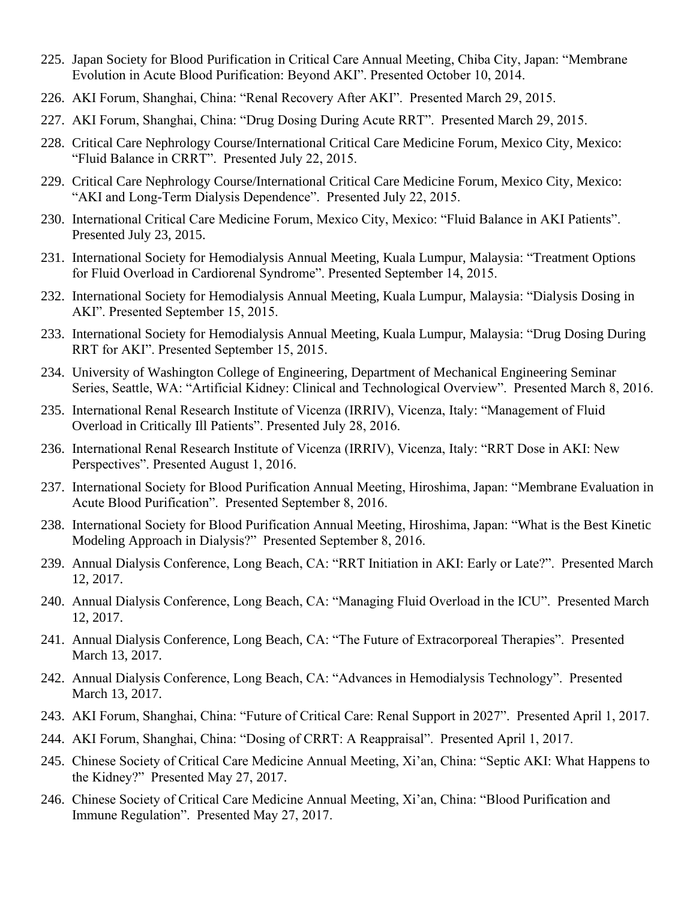225. Japan Society for Blood Purification in Critical Care Annual Meeting, Chiba City, Japan: "Membrane Evolution in Acute Blood Purification: Beyond AKI". Presented October 10, 2014.
226. AKI Forum, Shanghai, China: "Renal Recovery After AKI". Presented March 29, 2015.
227. AKI Forum, Shanghai, China: "Drug Dosing During Acute RRT". Presented March 29, 2015.
228. Critical Care Nephrology Course/International Critical Care Medicine Forum, Mexico City, Mexico: "Fluid Balance in CRRT". Presented July 22, 2015.
229. Critical Care Nephrology Course/International Critical Care Medicine Forum, Mexico City, Mexico: "AKI and Long-Term Dialysis Dependence". Presented July 22, 2015.
230. International Critical Care Medicine Forum, Mexico City, Mexico: "Fluid Balance in AKI Patients". Presented July 23, 2015.
231. International Society for Hemodialysis Annual Meeting, Kuala Lumpur, Malaysia: "Treatment Options for Fluid Overload in Cardiorenal Syndrome". Presented September 14, 2015.
232. International Society for Hemodialysis Annual Meeting, Kuala Lumpur, Malaysia: "Dialysis Dosing in AKI". Presented September 15, 2015.
233. International Society for Hemodialysis Annual Meeting, Kuala Lumpur, Malaysia: "Drug Dosing During RRT for AKI". Presented September 15, 2015.
234. University of Washington College of Engineering, Department of Mechanical Engineering Seminar Series, Seattle, WA: "Artificial Kidney: Clinical and Technological Overview". Presented March 8, 2016.
235. International Renal Research Institute of Vicenza (IRRIV), Vicenza, Italy: "Management of Fluid Overload in Critically Ill Patients". Presented July 28, 2016.
236. International Renal Research Institute of Vicenza (IRRIV), Vicenza, Italy: "RRT Dose in AKI: New Perspectives". Presented August 1, 2016.
237. International Society for Blood Purification Annual Meeting, Hiroshima, Japan: "Membrane Evaluation in Acute Blood Purification". Presented September 8, 2016.
238. International Society for Blood Purification Annual Meeting, Hiroshima, Japan: "What is the Best Kinetic Modeling Approach in Dialysis?" Presented September 8, 2016.
239. Annual Dialysis Conference, Long Beach, CA: "RRT Initiation in AKI: Early or Late?". Presented March 12, 2017.
240. Annual Dialysis Conference, Long Beach, CA: "Managing Fluid Overload in the ICU". Presented March 12, 2017.
241. Annual Dialysis Conference, Long Beach, CA: "The Future of Extracorporeal Therapies". Presented March 13, 2017.
242. Annual Dialysis Conference, Long Beach, CA: "Advances in Hemodialysis Technology". Presented March 13, 2017.
243. AKI Forum, Shanghai, China: "Future of Critical Care: Renal Support in 2027". Presented April 1, 2017.
244. AKI Forum, Shanghai, China: "Dosing of CRRT: A Reappraisal". Presented April 1, 2017.
245. Chinese Society of Critical Care Medicine Annual Meeting, Xi'an, China: "Septic AKI: What Happens to the Kidney?" Presented May 27, 2017.
246. Chinese Society of Critical Care Medicine Annual Meeting, Xi'an, China: "Blood Purification and Immune Regulation". Presented May 27, 2017.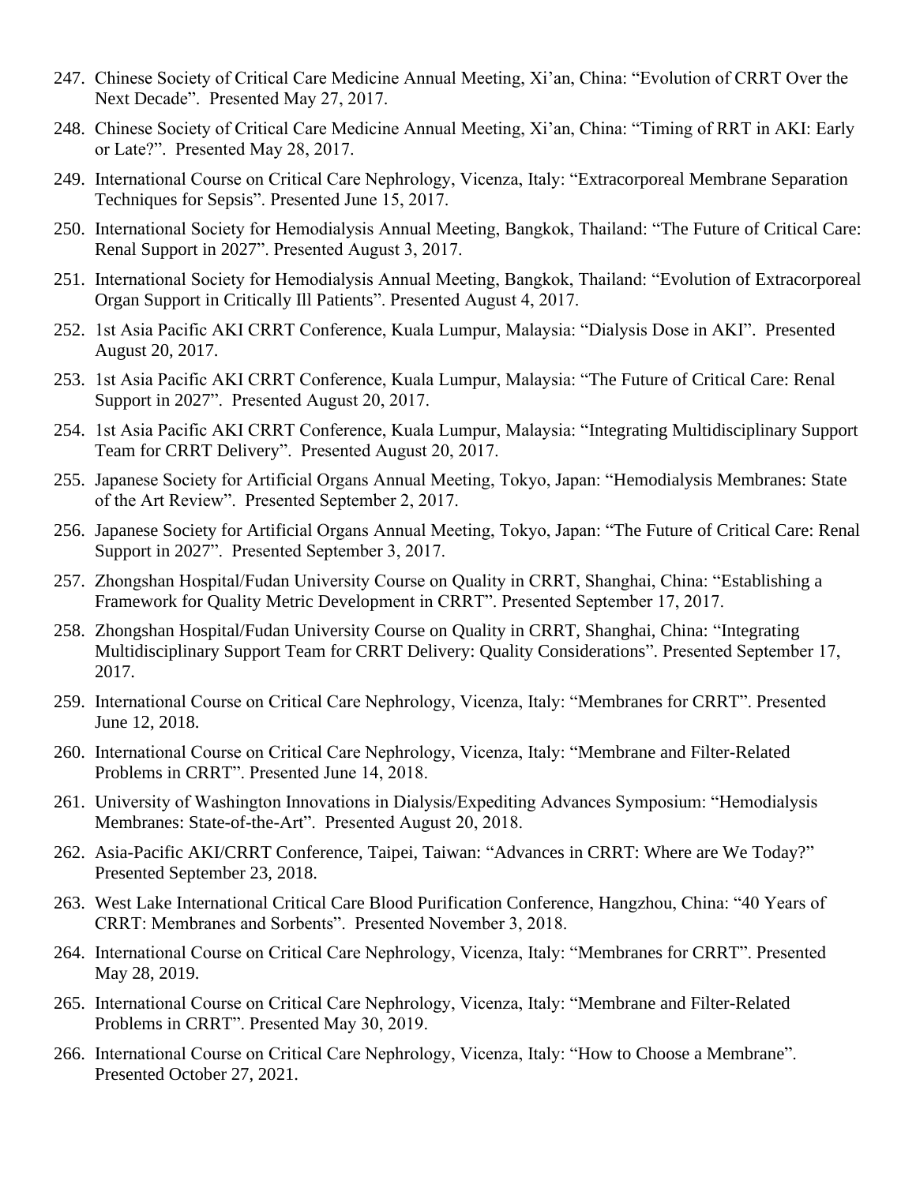247. Chinese Society of Critical Care Medicine Annual Meeting, Xi'an, China: "Evolution of CRRT Over the Next Decade". Presented May 27, 2017.
248. Chinese Society of Critical Care Medicine Annual Meeting, Xi'an, China: "Timing of RRT in AKI: Early or Late?". Presented May 28, 2017.
249. International Course on Critical Care Nephrology, Vicenza, Italy: "Extracorporeal Membrane Separation Techniques for Sepsis". Presented June 15, 2017.
250. International Society for Hemodialysis Annual Meeting, Bangkok, Thailand: "The Future of Critical Care: Renal Support in 2027". Presented August 3, 2017.
251. International Society for Hemodialysis Annual Meeting, Bangkok, Thailand: "Evolution of Extracorporeal Organ Support in Critically Ill Patients". Presented August 4, 2017.
252. 1st Asia Pacific AKI CRRT Conference, Kuala Lumpur, Malaysia: "Dialysis Dose in AKI". Presented August 20, 2017.
253. 1st Asia Pacific AKI CRRT Conference, Kuala Lumpur, Malaysia: "The Future of Critical Care: Renal Support in 2027". Presented August 20, 2017.
254. 1st Asia Pacific AKI CRRT Conference, Kuala Lumpur, Malaysia: "Integrating Multidisciplinary Support Team for CRRT Delivery". Presented August 20, 2017.
255. Japanese Society for Artificial Organs Annual Meeting, Tokyo, Japan: "Hemodialysis Membranes: State of the Art Review". Presented September 2, 2017.
256. Japanese Society for Artificial Organs Annual Meeting, Tokyo, Japan: "The Future of Critical Care: Renal Support in 2027". Presented September 3, 2017.
257. Zhongshan Hospital/Fudan University Course on Quality in CRRT, Shanghai, China: "Establishing a Framework for Quality Metric Development in CRRT". Presented September 17, 2017.
258. Zhongshan Hospital/Fudan University Course on Quality in CRRT, Shanghai, China: "Integrating Multidisciplinary Support Team for CRRT Delivery: Quality Considerations". Presented September 17, 2017.
259. International Course on Critical Care Nephrology, Vicenza, Italy: "Membranes for CRRT". Presented June 12, 2018.
260. International Course on Critical Care Nephrology, Vicenza, Italy: "Membrane and Filter-Related Problems in CRRT". Presented June 14, 2018.
261. University of Washington Innovations in Dialysis/Expediting Advances Symposium: "Hemodialysis Membranes: State-of-the-Art". Presented August 20, 2018.
262. Asia-Pacific AKI/CRRT Conference, Taipei, Taiwan: "Advances in CRRT: Where are We Today?" Presented September 23, 2018.
263. West Lake International Critical Care Blood Purification Conference, Hangzhou, China: "40 Years of CRRT: Membranes and Sorbents". Presented November 3, 2018.
264. International Course on Critical Care Nephrology, Vicenza, Italy: "Membranes for CRRT". Presented May 28, 2019.
265. International Course on Critical Care Nephrology, Vicenza, Italy: "Membrane and Filter-Related Problems in CRRT". Presented May 30, 2019.
266. International Course on Critical Care Nephrology, Vicenza, Italy: "How to Choose a Membrane". Presented October 27, 2021.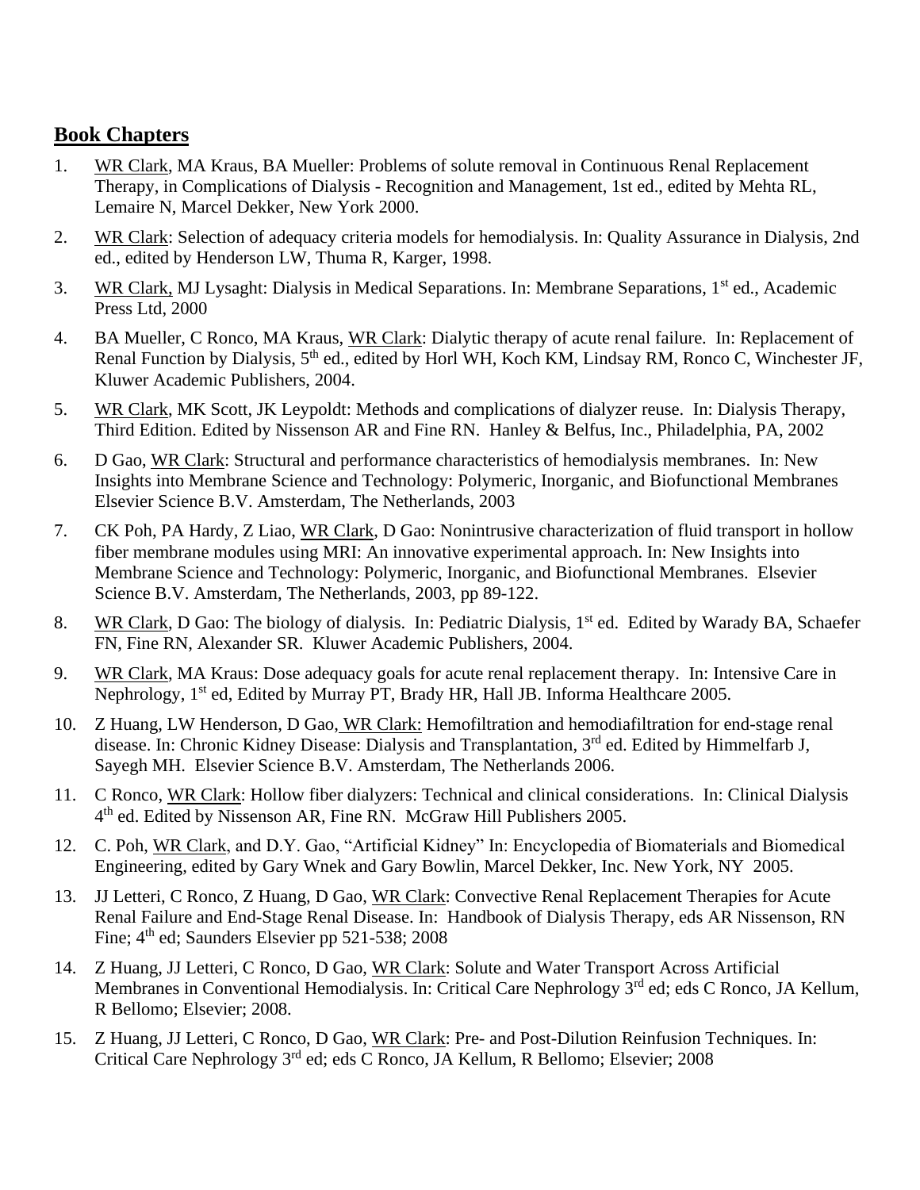## Book Chapters

1. WR Clark, MA Kraus, BA Mueller: Problems of solute removal in Continuous Renal Replacement Therapy, in Complications of Dialysis - Recognition and Management, 1st ed., edited by Mehta RL, Lemaire N, Marcel Dekker, New York 2000.
2. WR Clark: Selection of adequacy criteria models for hemodialysis. In: Quality Assurance in Dialysis, 2nd ed., edited by Henderson LW, Thuma R, Karger, 1998.
3. WR Clark, MJ Lysaght: Dialysis in Medical Separations. In: Membrane Separations, 1st ed., Academic Press Ltd, 2000
4. BA Mueller, C Ronco, MA Kraus, WR Clark: Dialytic therapy of acute renal failure. In: Replacement of Renal Function by Dialysis, 5th ed., edited by Horl WH, Koch KM, Lindsay RM, Ronco C, Winchester JF, Kluwer Academic Publishers, 2004.
5. WR Clark, MK Scott, JK Leypoldt: Methods and complications of dialyzer reuse. In: Dialysis Therapy, Third Edition. Edited by Nissenson AR and Fine RN. Hanley & Belfus, Inc., Philadelphia, PA, 2002
6. D Gao, WR Clark: Structural and performance characteristics of hemodialysis membranes. In: New Insights into Membrane Science and Technology: Polymeric, Inorganic, and Biofunctional Membranes Elsevier Science B.V. Amsterdam, The Netherlands, 2003
7. CK Poh, PA Hardy, Z Liao, WR Clark, D Gao: Nonintrusive characterization of fluid transport in hollow fiber membrane modules using MRI: An innovative experimental approach. In: New Insights into Membrane Science and Technology: Polymeric, Inorganic, and Biofunctional Membranes. Elsevier Science B.V. Amsterdam, The Netherlands, 2003, pp 89-122.
8. WR Clark, D Gao: The biology of dialysis. In: Pediatric Dialysis, 1st ed. Edited by Warady BA, Schaefer FN, Fine RN, Alexander SR. Kluwer Academic Publishers, 2004.
9. WR Clark, MA Kraus: Dose adequacy goals for acute renal replacement therapy. In: Intensive Care in Nephrology, 1st ed, Edited by Murray PT, Brady HR, Hall JB. Informa Healthcare 2005.
10. Z Huang, LW Henderson, D Gao, WR Clark: Hemofiltration and hemodiafiltration for end-stage renal disease. In: Chronic Kidney Disease: Dialysis and Transplantation, 3rd ed. Edited by Himmelfarb J, Sayegh MH. Elsevier Science B.V. Amsterdam, The Netherlands 2006.
11. C Ronco, WR Clark: Hollow fiber dialyzers: Technical and clinical considerations. In: Clinical Dialysis 4th ed. Edited by Nissenson AR, Fine RN. McGraw Hill Publishers 2005.
12. C. Poh, WR Clark, and D.Y. Gao, "Artificial Kidney" In: Encyclopedia of Biomaterials and Biomedical Engineering, edited by Gary Wnek and Gary Bowlin, Marcel Dekker, Inc. New York, NY 2005.
13. JJ Letteri, C Ronco, Z Huang, D Gao, WR Clark: Convective Renal Replacement Therapies for Acute Renal Failure and End-Stage Renal Disease. In: Handbook of Dialysis Therapy, eds AR Nissenson, RN Fine; 4th ed; Saunders Elsevier pp 521-538; 2008
14. Z Huang, JJ Letteri, C Ronco, D Gao, WR Clark: Solute and Water Transport Across Artificial Membranes in Conventional Hemodialysis. In: Critical Care Nephrology 3rd ed; eds C Ronco, JA Kellum, R Bellomo; Elsevier; 2008.
15. Z Huang, JJ Letteri, C Ronco, D Gao, WR Clark: Pre- and Post-Dilution Reinfusion Techniques. In: Critical Care Nephrology 3rd ed; eds C Ronco, JA Kellum, R Bellomo; Elsevier; 2008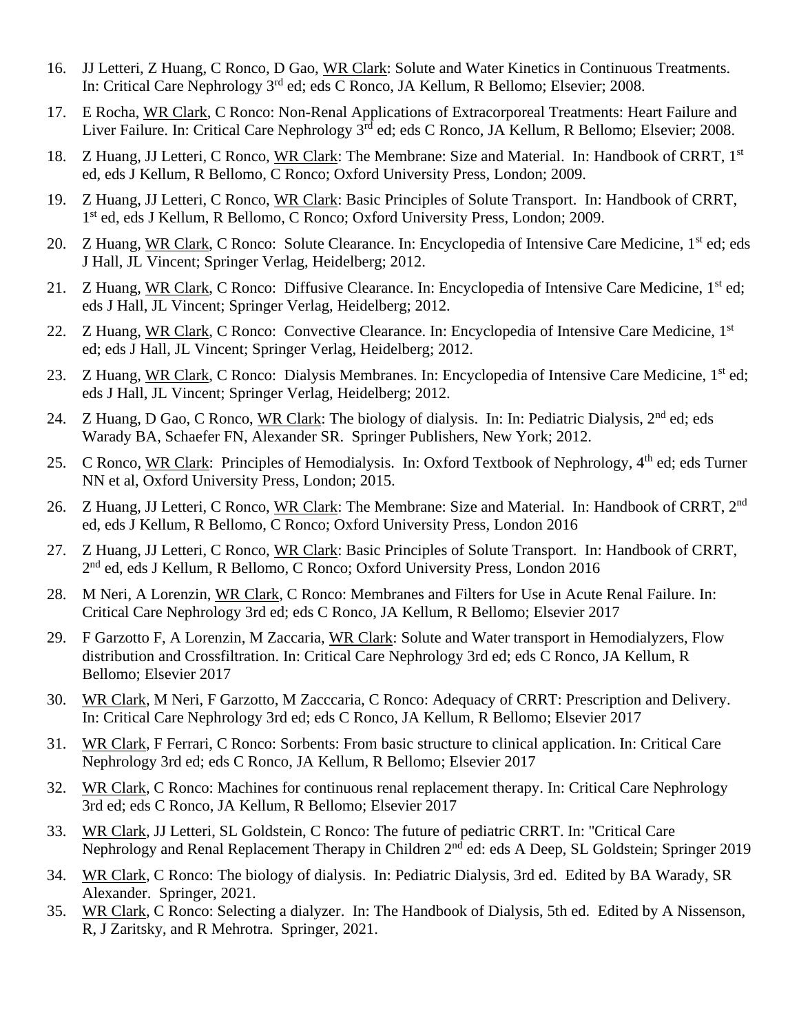16. JJ Letteri, Z Huang, C Ronco, D Gao, WR Clark: Solute and Water Kinetics in Continuous Treatments. In: Critical Care Nephrology 3rd ed; eds C Ronco, JA Kellum, R Bellomo; Elsevier; 2008.

17. E Rocha, WR Clark, C Ronco: Non-Renal Applications of Extracorporeal Treatments: Heart Failure and Liver Failure. In: Critical Care Nephrology 3rd ed; eds C Ronco, JA Kellum, R Bellomo; Elsevier; 2008.

18. Z Huang, JJ Letteri, C Ronco, WR Clark: The Membrane: Size and Material. In: Handbook of CRRT, 1st ed, eds J Kellum, R Bellomo, C Ronco; Oxford University Press, London; 2009.

19. Z Huang, JJ Letteri, C Ronco, WR Clark: Basic Principles of Solute Transport. In: Handbook of CRRT, 1st ed, eds J Kellum, R Bellomo, C Ronco; Oxford University Press, London; 2009.

20. Z Huang, WR Clark, C Ronco: Solute Clearance. In: Encyclopedia of Intensive Care Medicine, 1st ed; eds J Hall, JL Vincent; Springer Verlag, Heidelberg; 2012.

21. Z Huang, WR Clark, C Ronco: Diffusive Clearance. In: Encyclopedia of Intensive Care Medicine, 1st ed; eds J Hall, JL Vincent; Springer Verlag, Heidelberg; 2012.

22. Z Huang, WR Clark, C Ronco: Convective Clearance. In: Encyclopedia of Intensive Care Medicine, 1st ed; eds J Hall, JL Vincent; Springer Verlag, Heidelberg; 2012.

23. Z Huang, WR Clark, C Ronco: Dialysis Membranes. In: Encyclopedia of Intensive Care Medicine, 1st ed; eds J Hall, JL Vincent; Springer Verlag, Heidelberg; 2012.

24. Z Huang, D Gao, C Ronco, WR Clark: The biology of dialysis. In: In: Pediatric Dialysis, 2nd ed; eds Warady BA, Schaefer FN, Alexander SR. Springer Publishers, New York; 2012.

25. C Ronco, WR Clark: Principles of Hemodialysis. In: Oxford Textbook of Nephrology, 4th ed; eds Turner NN et al, Oxford University Press, London; 2015.

26. Z Huang, JJ Letteri, C Ronco, WR Clark: The Membrane: Size and Material. In: Handbook of CRRT, 2nd ed, eds J Kellum, R Bellomo, C Ronco; Oxford University Press, London 2016

27. Z Huang, JJ Letteri, C Ronco, WR Clark: Basic Principles of Solute Transport. In: Handbook of CRRT, 2nd ed, eds J Kellum, R Bellomo, C Ronco; Oxford University Press, London 2016

28. M Neri, A Lorenzin, WR Clark, C Ronco: Membranes and Filters for Use in Acute Renal Failure. In: Critical Care Nephrology 3rd ed; eds C Ronco, JA Kellum, R Bellomo; Elsevier 2017

29. F Garzotto F, A Lorenzin, M Zaccaria, WR Clark: Solute and Water transport in Hemodialyzers, Flow distribution and Crossfiltration. In: Critical Care Nephrology 3rd ed; eds C Ronco, JA Kellum, R Bellomo; Elsevier 2017

30. WR Clark, M Neri, F Garzotto, M Zacccaria, C Ronco: Adequacy of CRRT: Prescription and Delivery. In: Critical Care Nephrology 3rd ed; eds C Ronco, JA Kellum, R Bellomo; Elsevier 2017

31. WR Clark, F Ferrari, C Ronco: Sorbents: From basic structure to clinical application. In: Critical Care Nephrology 3rd ed; eds C Ronco, JA Kellum, R Bellomo; Elsevier 2017

32. WR Clark, C Ronco: Machines for continuous renal replacement therapy. In: Critical Care Nephrology 3rd ed; eds C Ronco, JA Kellum, R Bellomo; Elsevier 2017

33. WR Clark, JJ Letteri, SL Goldstein, C Ronco: The future of pediatric CRRT. In: "Critical Care Nephrology and Renal Replacement Therapy in Children 2nd ed: eds A Deep, SL Goldstein; Springer 2019

34. WR Clark, C Ronco: The biology of dialysis. In: Pediatric Dialysis, 3rd ed. Edited by BA Warady, SR Alexander. Springer, 2021.

35. WR Clark, C Ronco: Selecting a dialyzer. In: The Handbook of Dialysis, 5th ed. Edited by A Nissenson, R, J Zaritsky, and R Mehrotra. Springer, 2021.